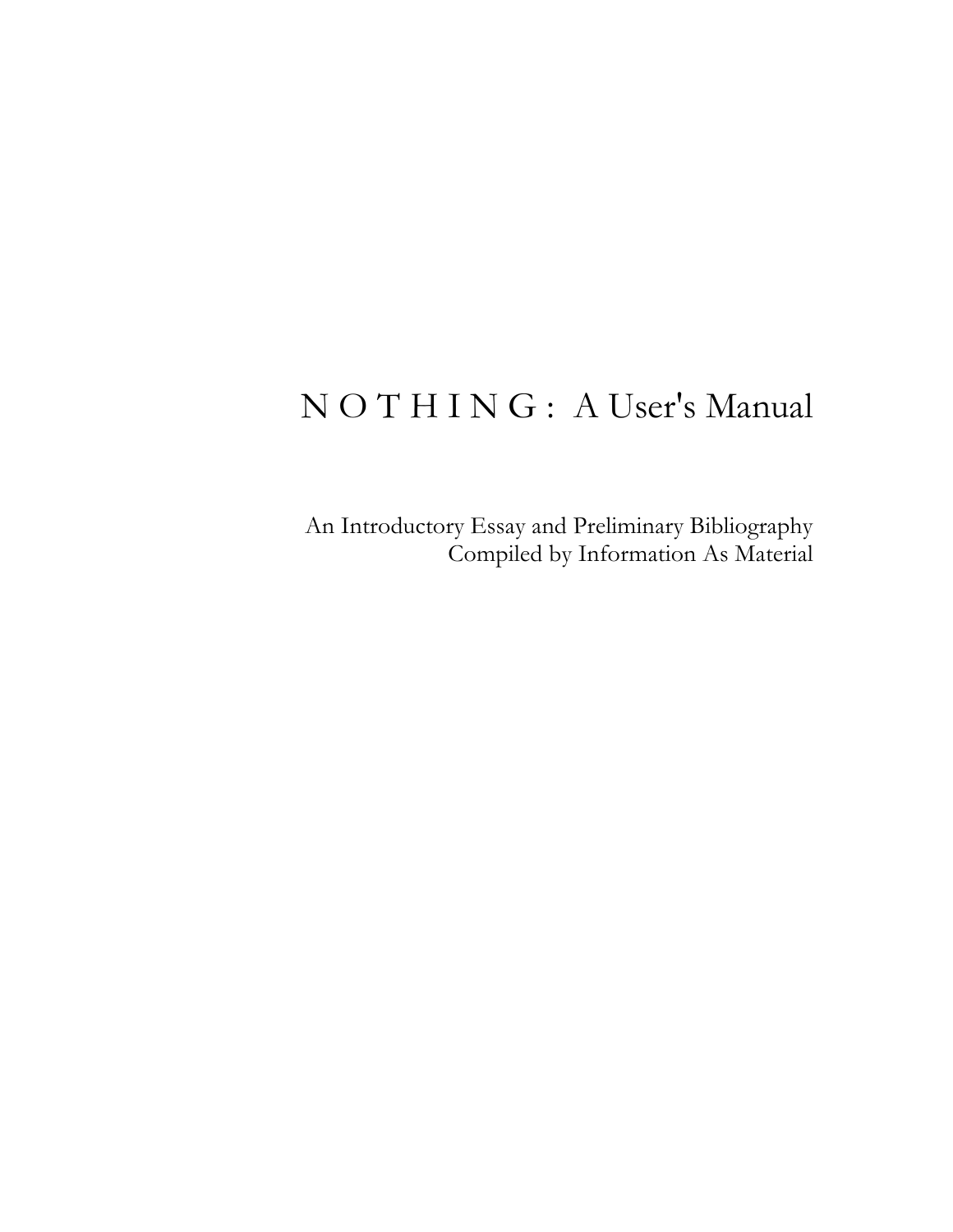# N O T H I N G : A User's Manual

An Introductory Essay and Preliminary Bibliography
Compiled by Information As Material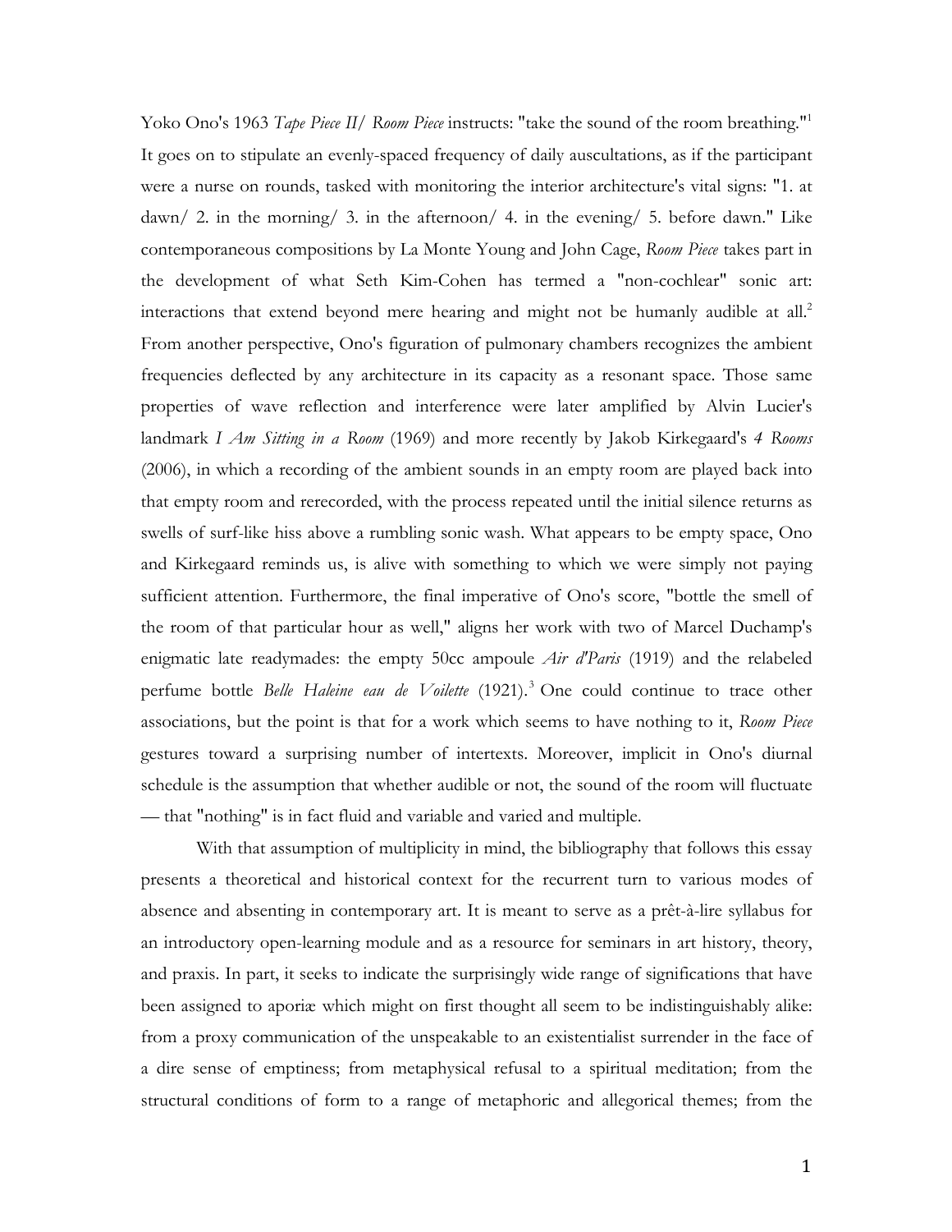Yoko Ono's 1963 *Tape Piece II/ Room Piece* instructs: "take the sound of the room breathing."[1] It goes on to stipulate an evenly-spaced frequency of daily auscultations, as if the participant were a nurse on rounds, tasked with monitoring the interior architecture's vital signs: "1. at dawn/ 2. in the morning/ 3. in the afternoon/ 4. in the evening/ 5. before dawn." Like contemporaneous compositions by La Monte Young and John Cage, *Room Piece* takes part in the development of what Seth Kim-Cohen has termed a "non-cochlear" sonic art: interactions that extend beyond mere hearing and might not be humanly audible at all.[2] From another perspective, Ono's figuration of pulmonary chambers recognizes the ambient frequencies deflected by any architecture in its capacity as a resonant space. Those same properties of wave reflection and interference were later amplified by Alvin Lucier's landmark *I Am Sitting in a Room* (1969) and more recently by Jakob Kirkegaard's *4 Rooms* (2006), in which a recording of the ambient sounds in an empty room are played back into that empty room and rerecorded, with the process repeated until the initial silence returns as swells of surf-like hiss above a rumbling sonic wash. What appears to be empty space, Ono and Kirkegaard reminds us, is alive with something to which we were simply not paying sufficient attention. Furthermore, the final imperative of Ono's score, "bottle the smell of the room of that particular hour as well," aligns her work with two of Marcel Duchamp's enigmatic late readymades: the empty 50cc ampoule *Air d'Paris* (1919) and the relabeled perfume bottle *Belle Haleine eau de Voilette* (1921).[3] One could continue to trace other associations, but the point is that for a work which seems to have nothing to it, *Room Piece* gestures toward a surprising number of intertexts. Moreover, implicit in Ono's diurnal schedule is the assumption that whether audible or not, the sound of the room will fluctuate — that "nothing" is in fact fluid and variable and varied and multiple.

With that assumption of multiplicity in mind, the bibliography that follows this essay presents a theoretical and historical context for the recurrent turn to various modes of absence and absenting in contemporary art. It is meant to serve as a prêt-à-lire syllabus for an introductory open-learning module and as a resource for seminars in art history, theory, and praxis. In part, it seeks to indicate the surprisingly wide range of significations that have been assigned to aporiæ which might on first thought all seem to be indistinguishably alike: from a proxy communication of the unspeakable to an existentialist surrender in the face of a dire sense of emptiness; from metaphysical refusal to a spiritual meditation; from the structural conditions of form to a range of metaphoric and allegorical themes; from the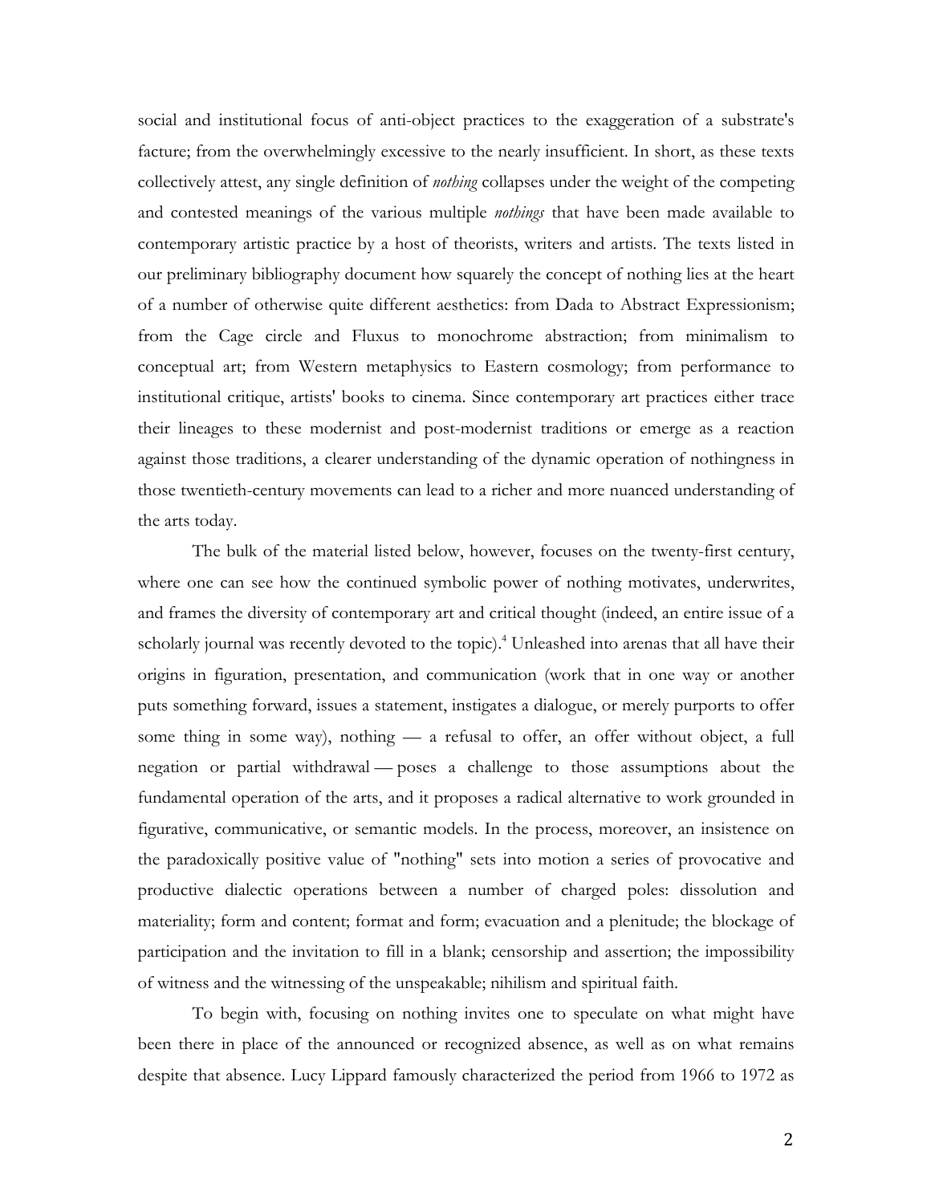social and institutional focus of anti-object practices to the exaggeration of a substrate's facture; from the overwhelmingly excessive to the nearly insufficient. In short, as these texts collectively attest, any single definition of *nothing* collapses under the weight of the competing and contested meanings of the various multiple *nothings* that have been made available to contemporary artistic practice by a host of theorists, writers and artists. The texts listed in our preliminary bibliography document how squarely the concept of nothing lies at the heart of a number of otherwise quite different aesthetics: from Dada to Abstract Expressionism; from the Cage circle and Fluxus to monochrome abstraction; from minimalism to conceptual art; from Western metaphysics to Eastern cosmology; from performance to institutional critique, artists' books to cinema. Since contemporary art practices either trace their lineages to these modernist and post-modernist traditions or emerge as a reaction against those traditions, a clearer understanding of the dynamic operation of nothingness in those twentieth-century movements can lead to a richer and more nuanced understanding of the arts today.

The bulk of the material listed below, however, focuses on the twenty-first century, where one can see how the continued symbolic power of nothing motivates, underwrites, and frames the diversity of contemporary art and critical thought (indeed, an entire issue of a scholarly journal was recently devoted to the topic).[4] Unleashed into arenas that all have their origins in figuration, presentation, and communication (work that in one way or another puts something forward, issues a statement, instigates a dialogue, or merely purports to offer some thing in some way), nothing — a refusal to offer, an offer without object, a full negation or partial withdrawal — poses a challenge to those assumptions about the fundamental operation of the arts, and it proposes a radical alternative to work grounded in figurative, communicative, or semantic models. In the process, moreover, an insistence on the paradoxically positive value of "nothing" sets into motion a series of provocative and productive dialectic operations between a number of charged poles: dissolution and materiality; form and content; format and form; evacuation and a plenitude; the blockage of participation and the invitation to fill in a blank; censorship and assertion; the impossibility of witness and the witnessing of the unspeakable; nihilism and spiritual faith.

To begin with, focusing on nothing invites one to speculate on what might have been there in place of the announced or recognized absence, as well as on what remains despite that absence. Lucy Lippard famously characterized the period from 1966 to 1972 as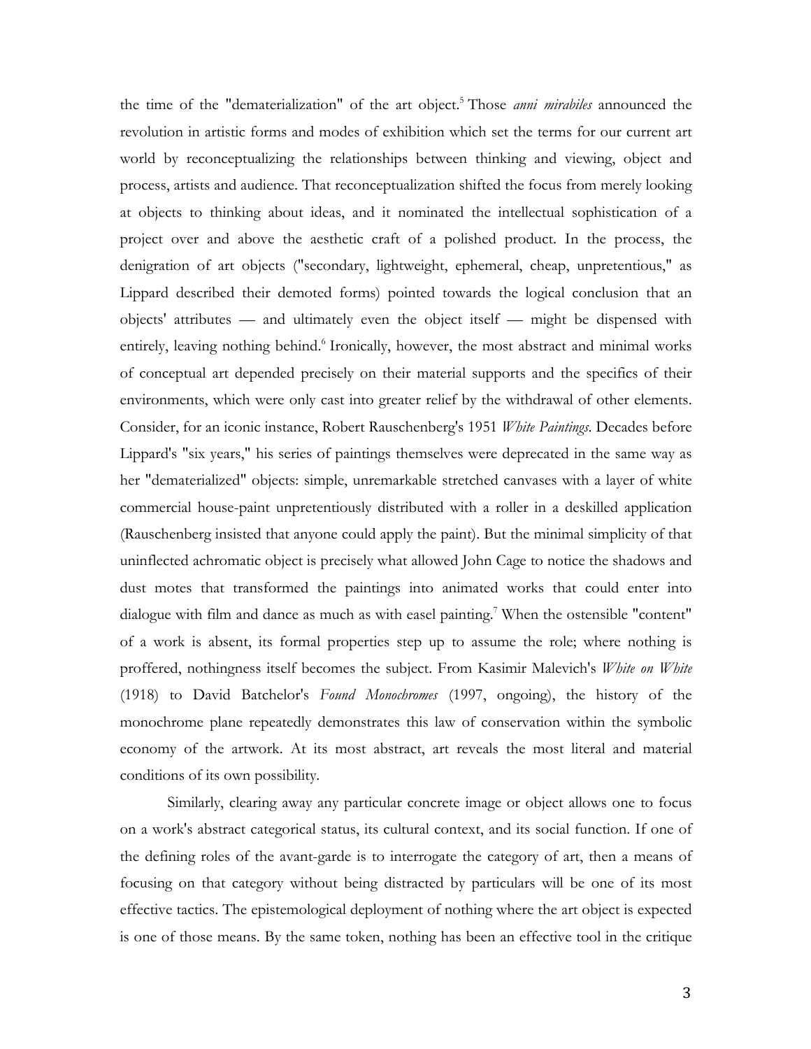the time of the "dematerialization" of the art object.[5] Those *anni mirabiles* announced the revolution in artistic forms and modes of exhibition which set the terms for our current art world by reconceptualizing the relationships between thinking and viewing, object and process, artists and audience. That reconceptualization shifted the focus from merely looking at objects to thinking about ideas, and it nominated the intellectual sophistication of a project over and above the aesthetic craft of a polished product. In the process, the denigration of art objects ("secondary, lightweight, ephemeral, cheap, unpretentious," as Lippard described their demoted forms) pointed towards the logical conclusion that an objects' attributes — and ultimately even the object itself — might be dispensed with entirely, leaving nothing behind.[6] Ironically, however, the most abstract and minimal works of conceptual art depended precisely on their material supports and the specifics of their environments, which were only cast into greater relief by the withdrawal of other elements. Consider, for an iconic instance, Robert Rauschenberg's 1951 *White Paintings*. Decades before Lippard's "six years," his series of paintings themselves were deprecated in the same way as her "dematerialized" objects: simple, unremarkable stretched canvases with a layer of white commercial house-paint unpretentiously distributed with a roller in a deskilled application (Rauschenberg insisted that anyone could apply the paint). But the minimal simplicity of that uninflected achromatic object is precisely what allowed John Cage to notice the shadows and dust motes that transformed the paintings into animated works that could enter into dialogue with film and dance as much as with easel painting.[7] When the ostensible "content" of a work is absent, its formal properties step up to assume the role; where nothing is proffered, nothingness itself becomes the subject. From Kasimir Malevich's *White on White* (1918) to David Batchelor's *Found Monochromes* (1997, ongoing), the history of the monochrome plane repeatedly demonstrates this law of conservation within the symbolic economy of the artwork. At its most abstract, art reveals the most literal and material conditions of its own possibility.

Similarly, clearing away any particular concrete image or object allows one to focus on a work's abstract categorical status, its cultural context, and its social function. If one of the defining roles of the avant-garde is to interrogate the category of art, then a means of focusing on that category without being distracted by particulars will be one of its most effective tactics. The epistemological deployment of nothing where the art object is expected is one of those means. By the same token, nothing has been an effective tool in the critique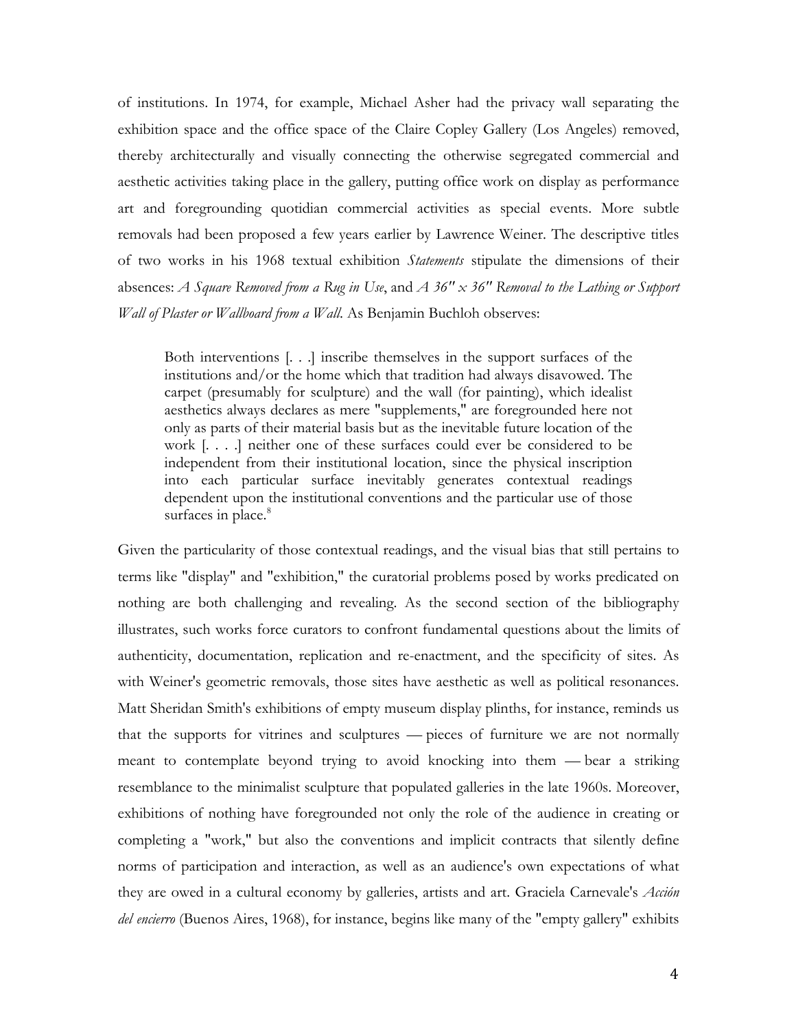of institutions. In 1974, for example, Michael Asher had the privacy wall separating the exhibition space and the office space of the Claire Copley Gallery (Los Angeles) removed, thereby architecturally and visually connecting the otherwise segregated commercial and aesthetic activities taking place in the gallery, putting office work on display as performance art and foregrounding quotidian commercial activities as special events. More subtle removals had been proposed a few years earlier by Lawrence Weiner. The descriptive titles of two works in his 1968 textual exhibition *Statements* stipulate the dimensions of their absences: *A Square Removed from a Rug in Use*, and *A 36" x 36" Removal to the Lathing or Support Wall of Plaster or Wallboard from a Wall*. As Benjamin Buchloh observes:

> Both interventions [. . .] inscribe themselves in the support surfaces of the institutions and/or the home which that tradition had always disavowed. The carpet (presumably for sculpture) and the wall (for painting), which idealist aesthetics always declares as mere "supplements," are foregrounded here not only as parts of their material basis but as the inevitable future location of the work [. . . .] neither one of these surfaces could ever be considered to be independent from their institutional location, since the physical inscription into each particular surface inevitably generates contextual readings dependent upon the institutional conventions and the particular use of those surfaces in place.[8]

Given the particularity of those contextual readings, and the visual bias that still pertains to terms like "display" and "exhibition," the curatorial problems posed by works predicated on nothing are both challenging and revealing. As the second section of the bibliography illustrates, such works force curators to confront fundamental questions about the limits of authenticity, documentation, replication and re-enactment, and the specificity of sites. As with Weiner's geometric removals, those sites have aesthetic as well as political resonances. Matt Sheridan Smith's exhibitions of empty museum display plinths, for instance, reminds us that the supports for vitrines and sculptures — pieces of furniture we are not normally meant to contemplate beyond trying to avoid knocking into them — bear a striking resemblance to the minimalist sculpture that populated galleries in the late 1960s. Moreover, exhibitions of nothing have foregrounded not only the role of the audience in creating or completing a "work," but also the conventions and implicit contracts that silently define norms of participation and interaction, as well as an audience's own expectations of what they are owed in a cultural economy by galleries, artists and art. Graciela Carnevale's *Acción del encierro* (Buenos Aires, 1968), for instance, begins like many of the "empty gallery" exhibits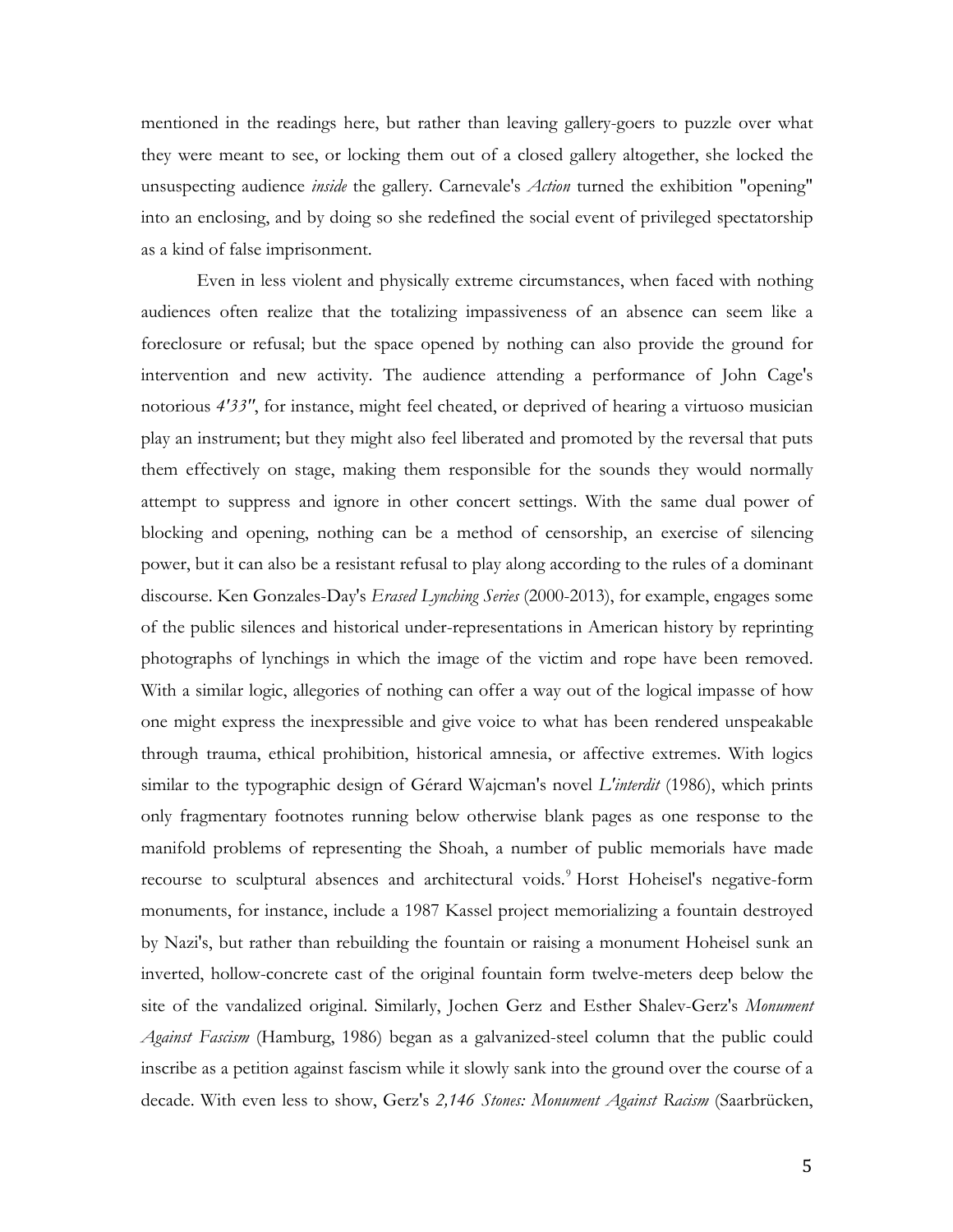mentioned in the readings here, but rather than leaving gallery-goers to puzzle over what they were meant to see, or locking them out of a closed gallery altogether, she locked the unsuspecting audience *inside* the gallery. Carnevale's *Action* turned the exhibition "opening" into an enclosing, and by doing so she redefined the social event of privileged spectatorship as a kind of false imprisonment.

Even in less violent and physically extreme circumstances, when faced with nothing audiences often realize that the totalizing impassiveness of an absence can seem like a foreclosure or refusal; but the space opened by nothing can also provide the ground for intervention and new activity. The audience attending a performance of John Cage's notorious *4'33"*, for instance, might feel cheated, or deprived of hearing a virtuoso musician play an instrument; but they might also feel liberated and promoted by the reversal that puts them effectively on stage, making them responsible for the sounds they would normally attempt to suppress and ignore in other concert settings. With the same dual power of blocking and opening, nothing can be a method of censorship, an exercise of silencing power, but it can also be a resistant refusal to play along according to the rules of a dominant discourse. Ken Gonzales-Day's *Erased Lynching Series* (2000-2013), for example, engages some of the public silences and historical under-representations in American history by reprinting photographs of lynchings in which the image of the victim and rope have been removed. With a similar logic, allegories of nothing can offer a way out of the logical impasse of how one might express the inexpressible and give voice to what has been rendered unspeakable through trauma, ethical prohibition, historical amnesia, or affective extremes. With logics similar to the typographic design of Gérard Wajcman's novel *L'interdit* (1986), which prints only fragmentary footnotes running below otherwise blank pages as one response to the manifold problems of representing the Shoah, a number of public memorials have made recourse to sculptural absences and architectural voids.[9] Horst Hoheisel's negative-form monuments, for instance, include a 1987 Kassel project memorializing a fountain destroyed by Nazi's, but rather than rebuilding the fountain or raising a monument Hoheisel sunk an inverted, hollow-concrete cast of the original fountain form twelve-meters deep below the site of the vandalized original. Similarly, Jochen Gerz and Esther Shalev-Gerz's *Monument Against Fascism* (Hamburg, 1986) began as a galvanized-steel column that the public could inscribe as a petition against fascism while it slowly sank into the ground over the course of a decade. With even less to show, Gerz's *2,146 Stones: Monument Against Racism* (Saarbrücken,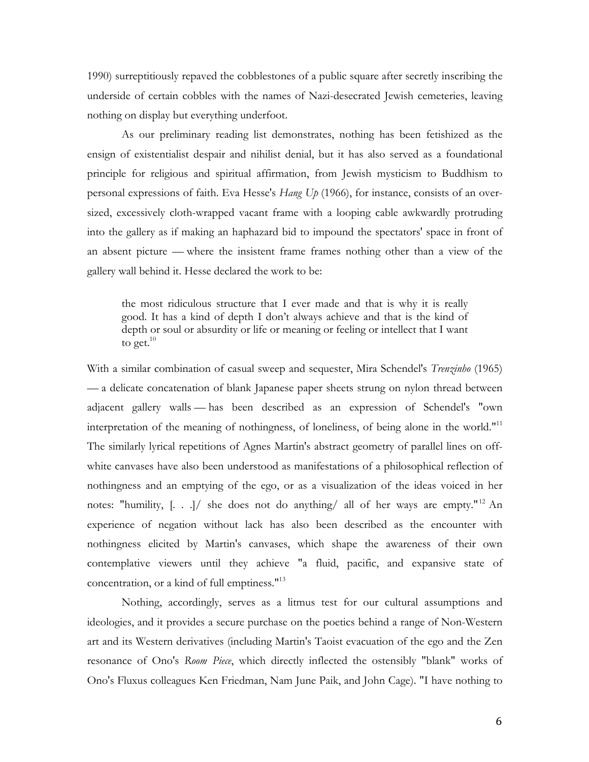1990) surreptitiously repaved the cobblestones of a public square after secretly inscribing the underside of certain cobbles with the names of Nazi-desecrated Jewish cemeteries, leaving nothing on display but everything underfoot.

As our preliminary reading list demonstrates, nothing has been fetishized as the ensign of existentialist despair and nihilist denial, but it has also served as a foundational principle for religious and spiritual affirmation, from Jewish mysticism to Buddhism to personal expressions of faith. Eva Hesse's *Hang Up* (1966), for instance, consists of an over-sized, excessively cloth-wrapped vacant frame with a looping cable awkwardly protruding into the gallery as if making an haphazard bid to impound the spectators' space in front of an absent picture — where the insistent frame frames nothing other than a view of the gallery wall behind it. Hesse declared the work to be:

> the most ridiculous structure that I ever made and that is why it is really good. It has a kind of depth I don't always achieve and that is the kind of depth or soul or absurdity or life or meaning or feeling or intellect that I want to get.[10]

With a similar combination of casual sweep and sequester, Mira Schendel's *Trenzinho* (1965) — a delicate concatenation of blank Japanese paper sheets strung on nylon thread between adjacent gallery walls — has been described as an expression of Schendel's "own interpretation of the meaning of nothingness, of loneliness, of being alone in the world."[11] The similarly lyrical repetitions of Agnes Martin's abstract geometry of parallel lines on off-white canvases have also been understood as manifestations of a philosophical reflection of nothingness and an emptying of the ego, or as a visualization of the ideas voiced in her notes: "humility, [. . .]/ she does not do anything/ all of her ways are empty."[12] An experience of negation without lack has also been described as the encounter with nothingness elicited by Martin's canvases, which shape the awareness of their own contemplative viewers until they achieve "a fluid, pacific, and expansive state of concentration, or a kind of full emptiness."[13]

Nothing, accordingly, serves as a litmus test for our cultural assumptions and ideologies, and it provides a secure purchase on the poetics behind a range of Non-Western art and its Western derivatives (including Martin's Taoist evacuation of the ego and the Zen resonance of Ono's *Room Piece*, which directly inflected the ostensibly "blank" works of Ono's Fluxus colleagues Ken Friedman, Nam June Paik, and John Cage). "I have nothing to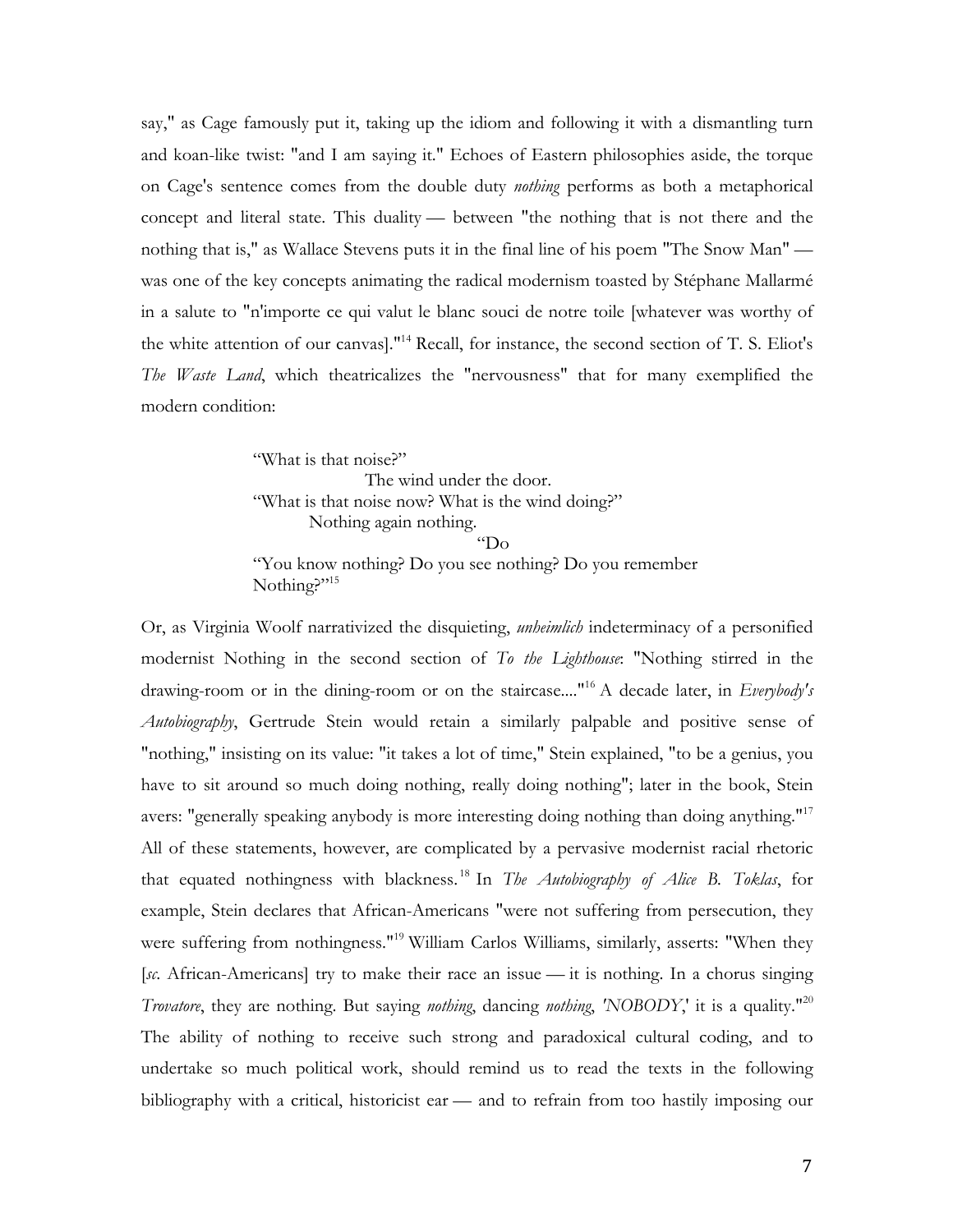say," as Cage famously put it, taking up the idiom and following it with a dismantling turn and koan-like twist: "and I am saying it." Echoes of Eastern philosophies aside, the torque on Cage's sentence comes from the double duty *nothing* performs as both a metaphorical concept and literal state. This duality — between "the nothing that is not there and the nothing that is," as Wallace Stevens puts it in the final line of his poem "The Snow Man" — was one of the key concepts animating the radical modernism toasted by Stéphane Mallarmé in a salute to "n'importe ce qui valut le blanc souci de notre toile [whatever was worthy of the white attention of our canvas]."[14] Recall, for instance, the second section of T. S. Eliot's *The Waste Land*, which theatricalizes the "nervousness" that for many exemplified the modern condition:

> "What is that noise?"
>                     The wind under the door.
> "What is that noise now? What is the wind doing?"
>          Nothing again nothing.
>                                         "Do
> "You know nothing? Do you see nothing? Do you remember
> Nothing?"[15]

Or, as Virginia Woolf narrativized the disquieting, *unheimlich* indeterminacy of a personified modernist Nothing in the second section of *To the Lighthouse*: "Nothing stirred in the drawing-room or in the dining-room or on the staircase...."[16] A decade later, in *Everybody's Autobiography*, Gertrude Stein would retain a similarly palpable and positive sense of "nothing," insisting on its value: "it takes a lot of time," Stein explained, "to be a genius, you have to sit around so much doing nothing, really doing nothing"; later in the book, Stein avers: "generally speaking anybody is more interesting doing nothing than doing anything."[17] All of these statements, however, are complicated by a pervasive modernist racial rhetoric that equated nothingness with blackness.[18] In *The Autobiography of Alice B. Toklas*, for example, Stein declares that African-Americans "were not suffering from persecution, they were suffering from nothingness."[19] William Carlos Williams, similarly, asserts: "When they [*sc.* African-Americans] try to make their race an issue — it is nothing. In a chorus singing *Trovatore*, they are nothing. But saying *nothing*, dancing *nothing*, '*NOBODY*,' it is a quality."[20] The ability of nothing to receive such strong and paradoxical cultural coding, and to undertake so much political work, should remind us to read the texts in the following bibliography with a critical, historicist ear — and to refrain from too hastily imposing our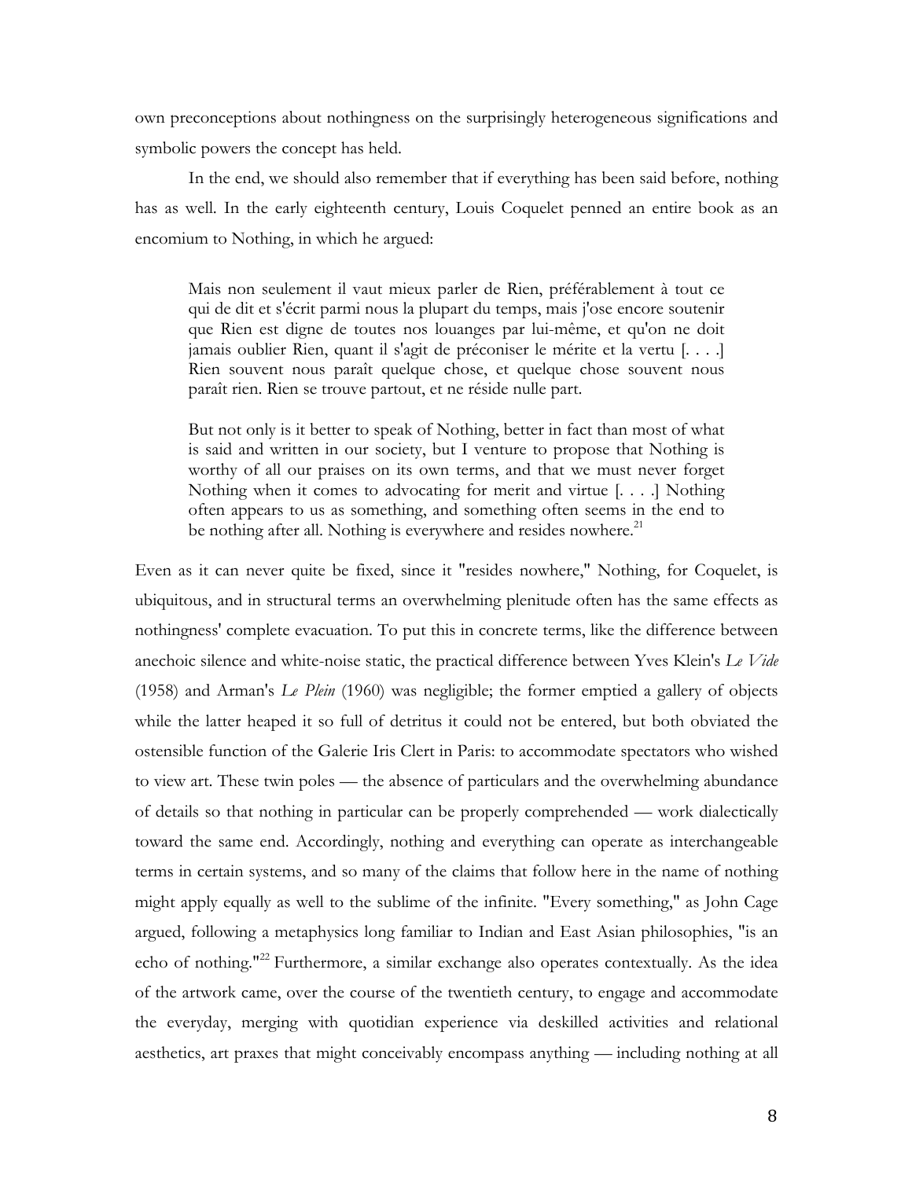own preconceptions about nothingness on the surprisingly heterogeneous significations and symbolic powers the concept has held.

In the end, we should also remember that if everything has been said before, nothing has as well. In the early eighteenth century, Louis Coquelet penned an entire book as an encomium to Nothing, in which he argued:

> Mais non seulement il vaut mieux parler de Rien, préférablement à tout ce qui de dit et s'écrit parmi nous la plupart du temps, mais j'ose encore soutenir que Rien est digne de toutes nos louanges par lui-même, et qu'on ne doit jamais oublier Rien, quant il s'agit de préconiser le mérite et la vertu [. . . .] Rien souvent nous paraît quelque chose, et quelque chose souvent nous paraît rien. Rien se trouve partout, et ne réside nulle part.
>
> But not only is it better to speak of Nothing, better in fact than most of what is said and written in our society, but I venture to propose that Nothing is worthy of all our praises on its own terms, and that we must never forget Nothing when it comes to advocating for merit and virtue [. . . .] Nothing often appears to us as something, and something often seems in the end to be nothing after all. Nothing is everywhere and resides nowhere.[21]

Even as it can never quite be fixed, since it "resides nowhere," Nothing, for Coquelet, is ubiquitous, and in structural terms an overwhelming plenitude often has the same effects as nothingness' complete evacuation. To put this in concrete terms, like the difference between anechoic silence and white-noise static, the practical difference between Yves Klein's *Le Vide* (1958) and Arman's *Le Plein* (1960) was negligible; the former emptied a gallery of objects while the latter heaped it so full of detritus it could not be entered, but both obviated the ostensible function of the Galerie Iris Clert in Paris: to accommodate spectators who wished to view art. These twin poles — the absence of particulars and the overwhelming abundance of details so that nothing in particular can be properly comprehended — work dialectically toward the same end. Accordingly, nothing and everything can operate as interchangeable terms in certain systems, and so many of the claims that follow here in the name of nothing might apply equally as well to the sublime of the infinite. "Every something," as John Cage argued, following a metaphysics long familiar to Indian and East Asian philosophies, "is an echo of nothing."[22] Furthermore, a similar exchange also operates contextually. As the idea of the artwork came, over the course of the twentieth century, to engage and accommodate the everyday, merging with quotidian experience via deskilled activities and relational aesthetics, art praxes that might conceivably encompass anything — including nothing at all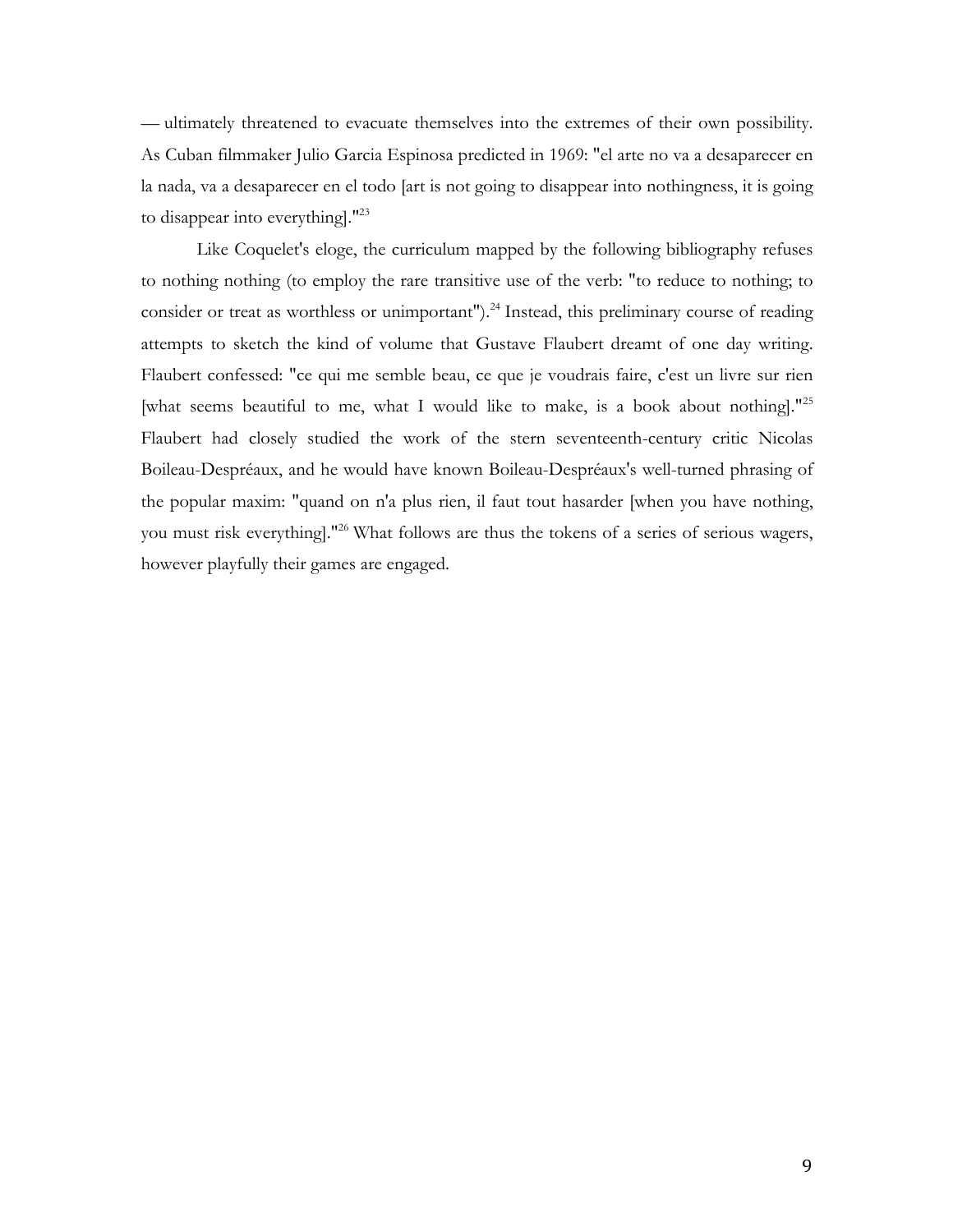— ultimately threatened to evacuate themselves into the extremes of their own possibility. As Cuban filmmaker Julio Garcia Espinosa predicted in 1969: "el arte no va a desaparecer en la nada, va a desaparecer en el todo [art is not going to disappear into nothingness, it is going to disappear into everything]."[23]

Like Coquelet's eloge, the curriculum mapped by the following bibliography refuses to nothing nothing (to employ the rare transitive use of the verb: "to reduce to nothing; to consider or treat as worthless or unimportant").[24] Instead, this preliminary course of reading attempts to sketch the kind of volume that Gustave Flaubert dreamt of one day writing. Flaubert confessed: "ce qui me semble beau, ce que je voudrais faire, c'est un livre sur rien [what seems beautiful to me, what I would like to make, is a book about nothing]."[25] Flaubert had closely studied the work of the stern seventeenth-century critic Nicolas Boileau-Despréaux, and he would have known Boileau-Despréaux's well-turned phrasing of the popular maxim: "quand on n'a plus rien, il faut tout hasarder [when you have nothing, you must risk everything]."[26] What follows are thus the tokens of a series of serious wagers, however playfully their games are engaged.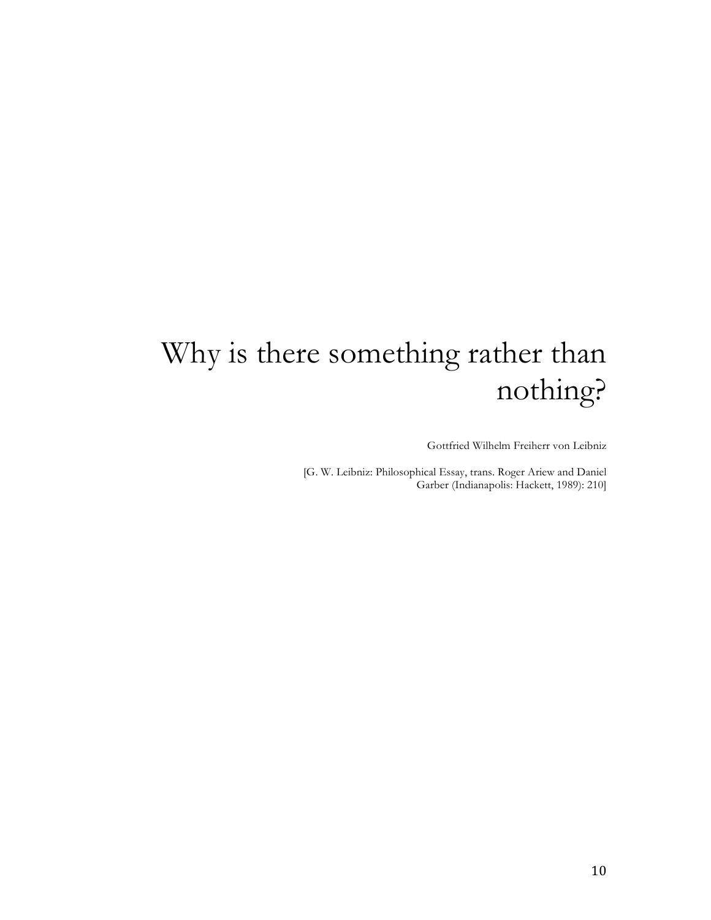# Why is there something rather than nothing?

Gottfried Wilhelm Freiherr von Leibniz

[G. W. Leibniz: Philosophical Essay, trans. Roger Ariew and Daniel Garber (Indianapolis: Hackett, 1989): 210]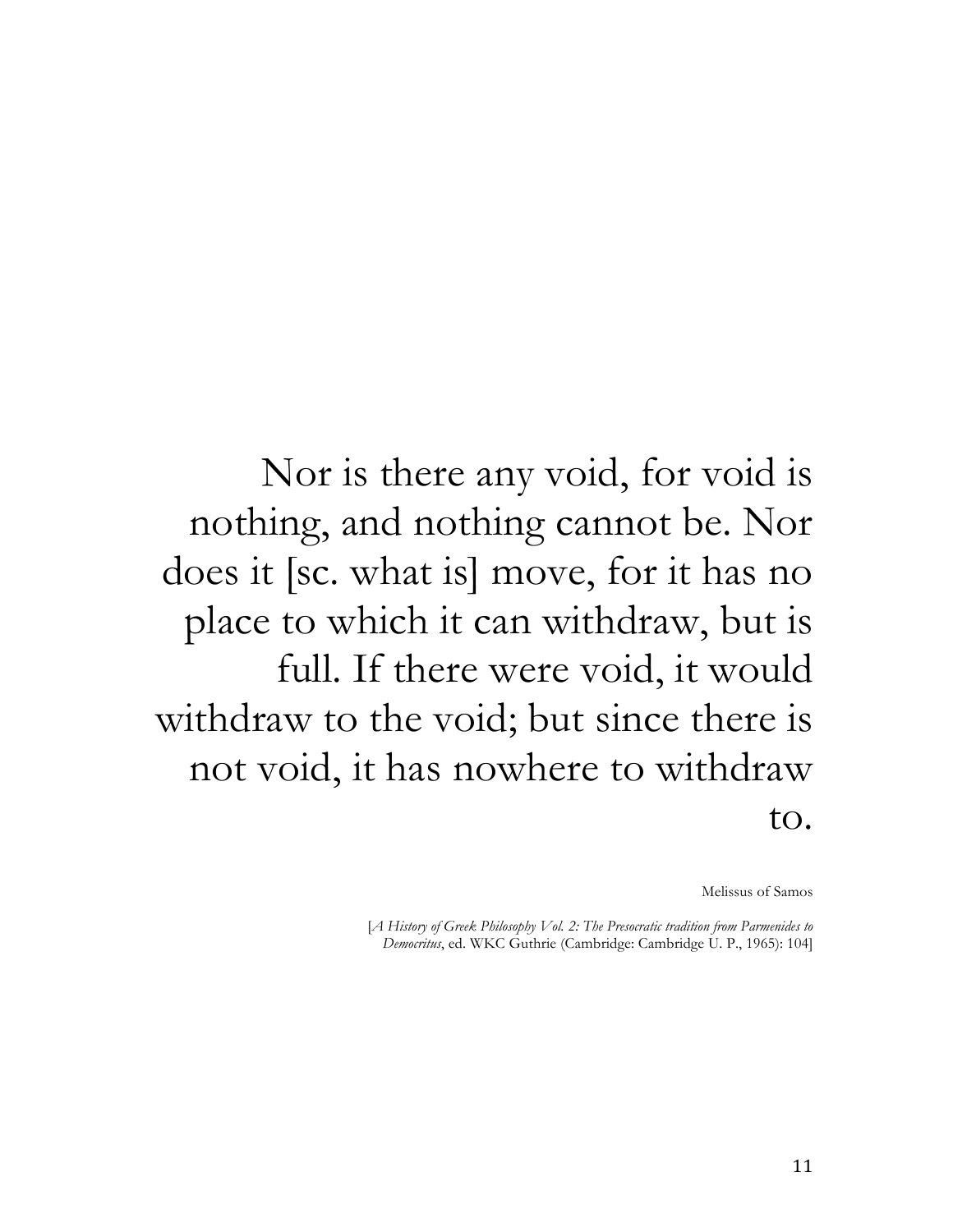Nor is there any void, for void is nothing, and nothing cannot be. Nor does it [sc. what is] move, for it has no place to which it can withdraw, but is full. If there were void, it would withdraw to the void; but since there is not void, it has nowhere to withdraw to.

Melissus of Samos

[*A History of Greek Philosophy Vol. 2: The Presocratic tradition from Parmenides to Democritus*, ed. WKC Guthrie (Cambridge: Cambridge U. P., 1965): 104]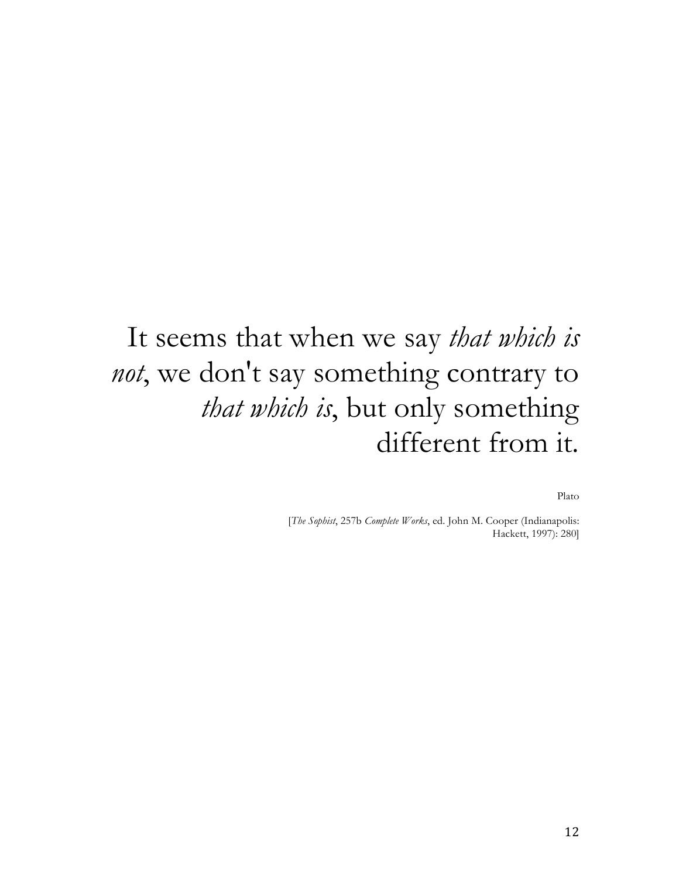It seems that when we say *that which is not*, we don't say something contrary to *that which is*, but only something different from it.

Plato

[*The Sophist*, 257b *Complete Works*, ed. John M. Cooper (Indianapolis: Hackett, 1997): 280]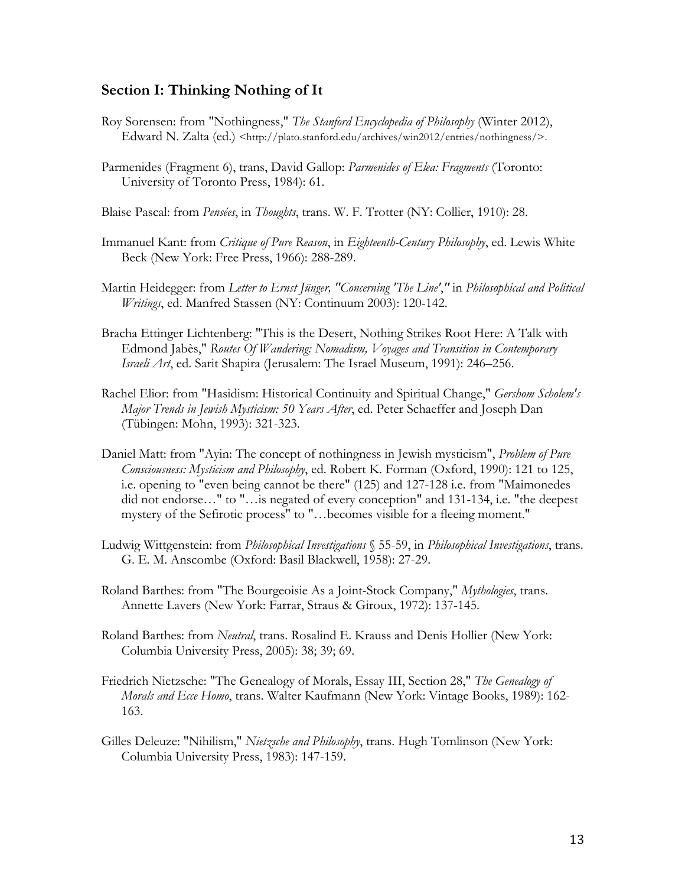## Section I: Thinking Nothing of It

Roy Sorensen: from "Nothingness," *The Stanford Encyclopedia of Philosophy* (Winter 2012), Edward N. Zalta (ed.) <http://plato.stanford.edu/archives/win2012/entries/nothingness/>.

Parmenides (Fragment 6), trans, David Gallop: *Parmenides of Elea: Fragments* (Toronto: University of Toronto Press, 1984): 61.

Blaise Pascal: from *Pensées*, in *Thoughts*, trans. W. F. Trotter (NY: Collier, 1910): 28.

Immanuel Kant: from *Critique of Pure Reason*, in *Eighteenth-Century Philosophy*, ed. Lewis White Beck (New York: Free Press, 1966): 288-289.

Martin Heidegger: from *Letter to Ernst Jünger, "Concerning 'The Line',"* in *Philosophical and Political Writings*, ed. Manfred Stassen (NY: Continuum 2003): 120-142.

Bracha Ettinger Lichtenberg: "This is the Desert, Nothing Strikes Root Here: A Talk with Edmond Jabès," *Routes Of Wandering: Nomadism, Voyages and Transition in Contemporary Israeli Art*, ed. Sarit Shapira (Jerusalem: The Israel Museum, 1991): 246–256.

Rachel Elior: from "Hasidism: Historical Continuity and Spiritual Change," *Gershom Scholem's Major Trends in Jewish Mysticism: 50 Years After*, ed. Peter Schaeffer and Joseph Dan (Tübingen: Mohn, 1993): 321-323.

Daniel Matt: from "Ayin: The concept of nothingness in Jewish mysticism", *Problem of Pure Consciousness: Mysticism and Philosophy*, ed. Robert K. Forman (Oxford, 1990): 121 to 125, i.e. opening to "even being cannot be there" (125) and 127-128 i.e. from "Maimonedes did not endorse…" to "…is negated of every conception" and 131-134, i.e. "the deepest mystery of the Sefirotic process" to "…becomes visible for a fleeing moment."

Ludwig Wittgenstein: from *Philosophical Investigations* § 55-59, in *Philosophical Investigations*, trans. G. E. M. Anscombe (Oxford: Basil Blackwell, 1958): 27-29.

Roland Barthes: from "The Bourgeoisie As a Joint-Stock Company," *Mythologies*, trans. Annette Lavers (New York: Farrar, Straus & Giroux, 1972): 137-145.

Roland Barthes: from *Neutral*, trans. Rosalind E. Krauss and Denis Hollier (New York: Columbia University Press, 2005): 38; 39; 69.

Friedrich Nietzsche: "The Genealogy of Morals, Essay III, Section 28," *The Genealogy of Morals and Ecce Homo*, trans. Walter Kaufmann (New York: Vintage Books, 1989): 162-163.

Gilles Deleuze: "Nihilism," *Nietzsche and Philosophy*, trans. Hugh Tomlinson (New York: Columbia University Press, 1983): 147-159.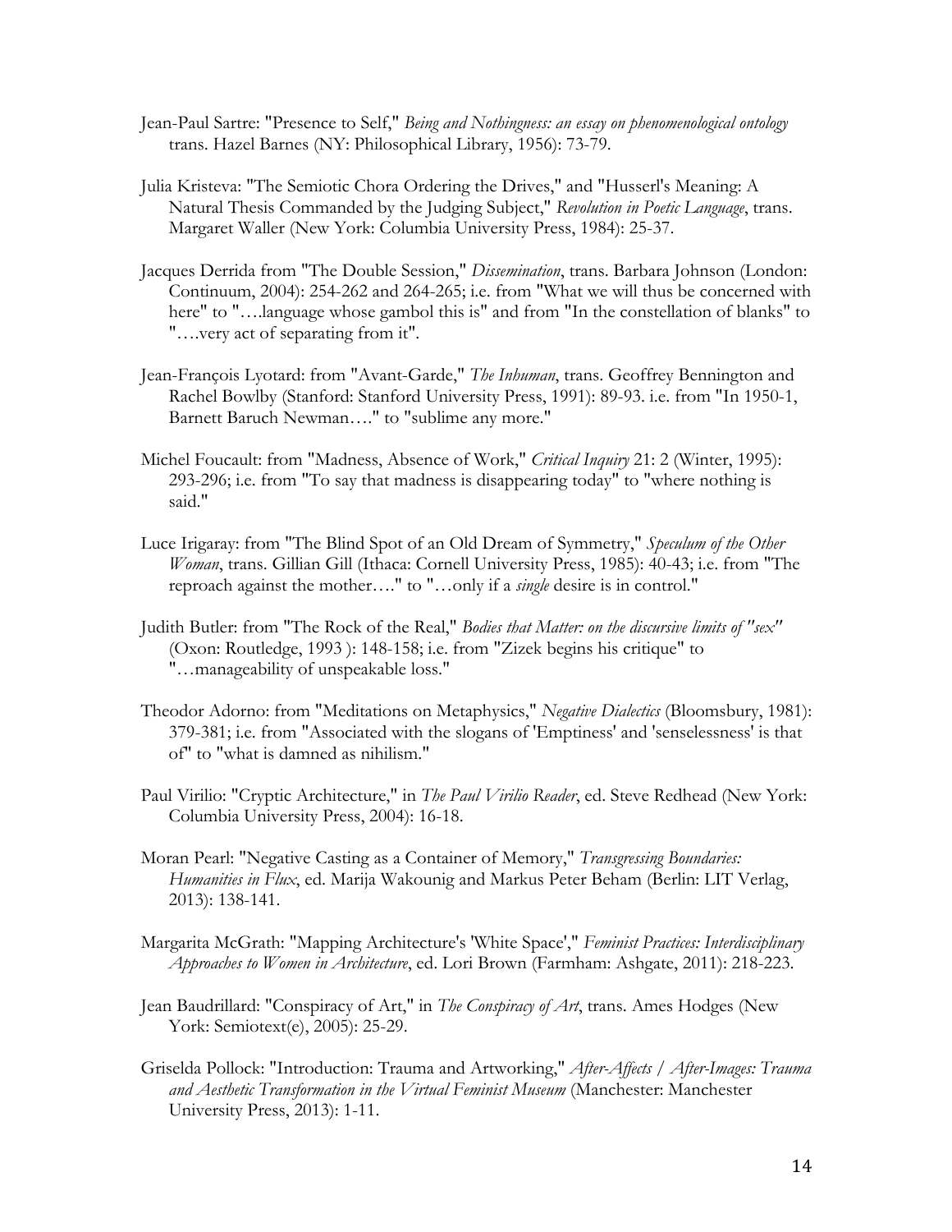Jean-Paul Sartre: "Presence to Self," *Being and Nothingness: an essay on phenomenological ontology* trans. Hazel Barnes (NY: Philosophical Library, 1956): 73-79.

Julia Kristeva: "The Semiotic Chora Ordering the Drives," and "Husserl's Meaning: A Natural Thesis Commanded by the Judging Subject," *Revolution in Poetic Language*, trans. Margaret Waller (New York: Columbia University Press, 1984): 25-37.

Jacques Derrida from "The Double Session," *Dissemination*, trans. Barbara Johnson (London: Continuum, 2004): 254-262 and 264-265; i.e. from "What we will thus be concerned with here" to "….language whose gambol this is" and from "In the constellation of blanks" to "….very act of separating from it".

Jean-François Lyotard: from "Avant-Garde," *The Inhuman*, trans. Geoffrey Bennington and Rachel Bowlby (Stanford: Stanford University Press, 1991): 89-93. i.e. from "In 1950-1, Barnett Baruch Newman…." to "sublime any more."

Michel Foucault: from "Madness, Absence of Work," *Critical Inquiry* 21: 2 (Winter, 1995): 293-296; i.e. from "To say that madness is disappearing today" to "where nothing is said."

Luce Irigaray: from "The Blind Spot of an Old Dream of Symmetry," *Speculum of the Other Woman*, trans. Gillian Gill (Ithaca: Cornell University Press, 1985): 40-43; i.e. from "The reproach against the mother…." to "…only if a *single* desire is in control."

Judith Butler: from "The Rock of the Real," *Bodies that Matter: on the discursive limits of "sex"* (Oxon: Routledge, 1993 ): 148-158; i.e. from "Zizek begins his critique" to "…manageability of unspeakable loss."

Theodor Adorno: from "Meditations on Metaphysics," *Negative Dialectics* (Bloomsbury, 1981): 379-381; i.e. from "Associated with the slogans of 'Emptiness' and 'senselessness' is that of" to "what is damned as nihilism."

Paul Virilio: "Cryptic Architecture," in *The Paul Virilio Reader*, ed. Steve Redhead (New York: Columbia University Press, 2004): 16-18.

Moran Pearl: "Negative Casting as a Container of Memory," *Transgressing Boundaries: Humanities in Flux*, ed. Marija Wakounig and Markus Peter Beham (Berlin: LIT Verlag, 2013): 138-141.

Margarita McGrath: "Mapping Architecture's 'White Space'," *Feminist Practices: Interdisciplinary Approaches to Women in Architecture*, ed. Lori Brown (Farmham: Ashgate, 2011): 218-223.

Jean Baudrillard: "Conspiracy of Art," in *The Conspiracy of Art*, trans. Ames Hodges (New York: Semiotext(e), 2005): 25-29.

Griselda Pollock: "Introduction: Trauma and Artworking," *After-Affects / After-Images: Trauma and Aesthetic Transformation in the Virtual Feminist Museum* (Manchester: Manchester University Press, 2013): 1-11.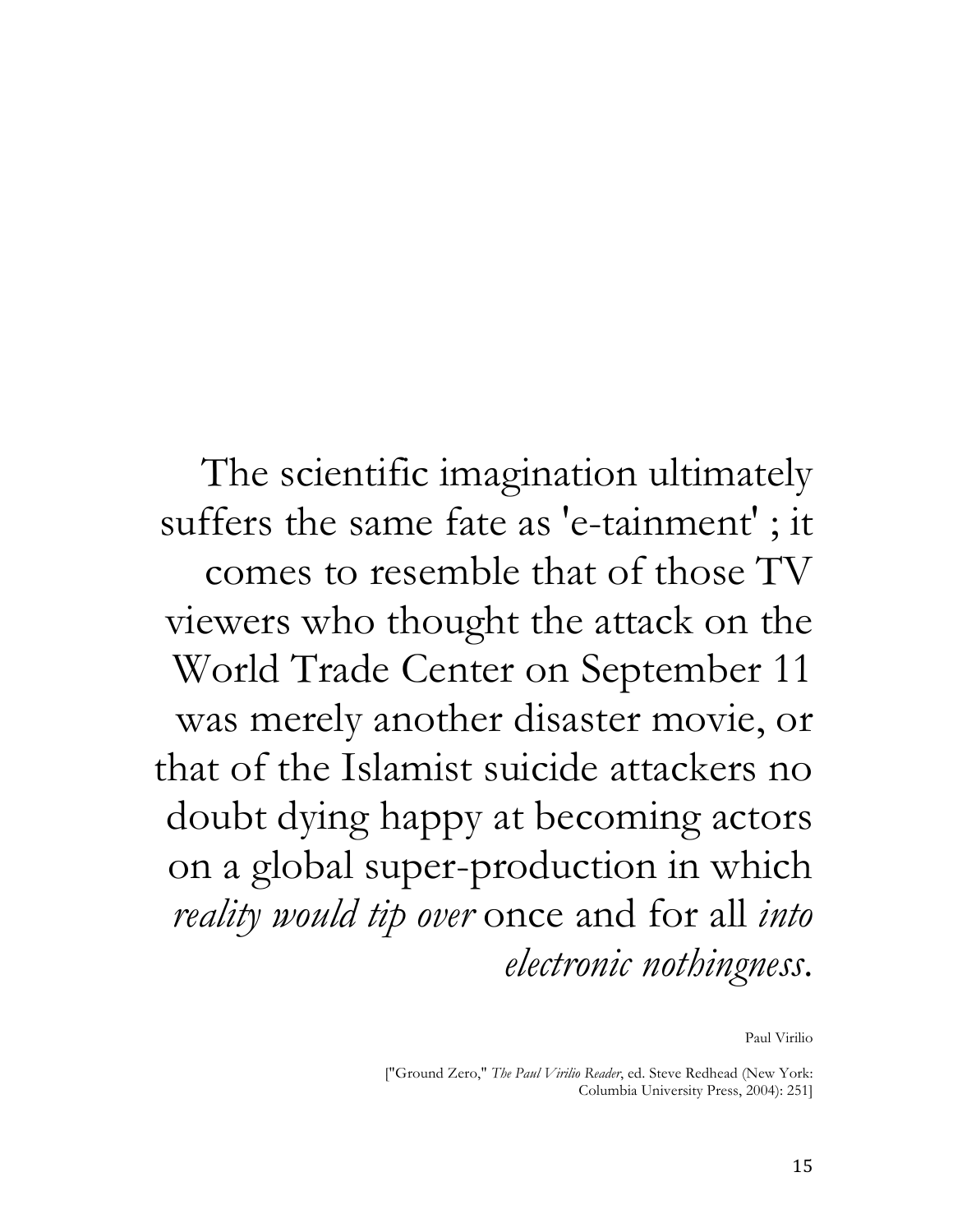The scientific imagination ultimately suffers the same fate as 'e-tainment' ; it comes to resemble that of those TV viewers who thought the attack on the World Trade Center on September 11 was merely another disaster movie, or that of the Islamist suicide attackers no doubt dying happy at becoming actors on a global super-production in which *reality would tip over* once and for all *into electronic nothingness*.

Paul Virilio

["Ground Zero," *The Paul Virilio Reader*, ed. Steve Redhead (New York: Columbia University Press, 2004): 251]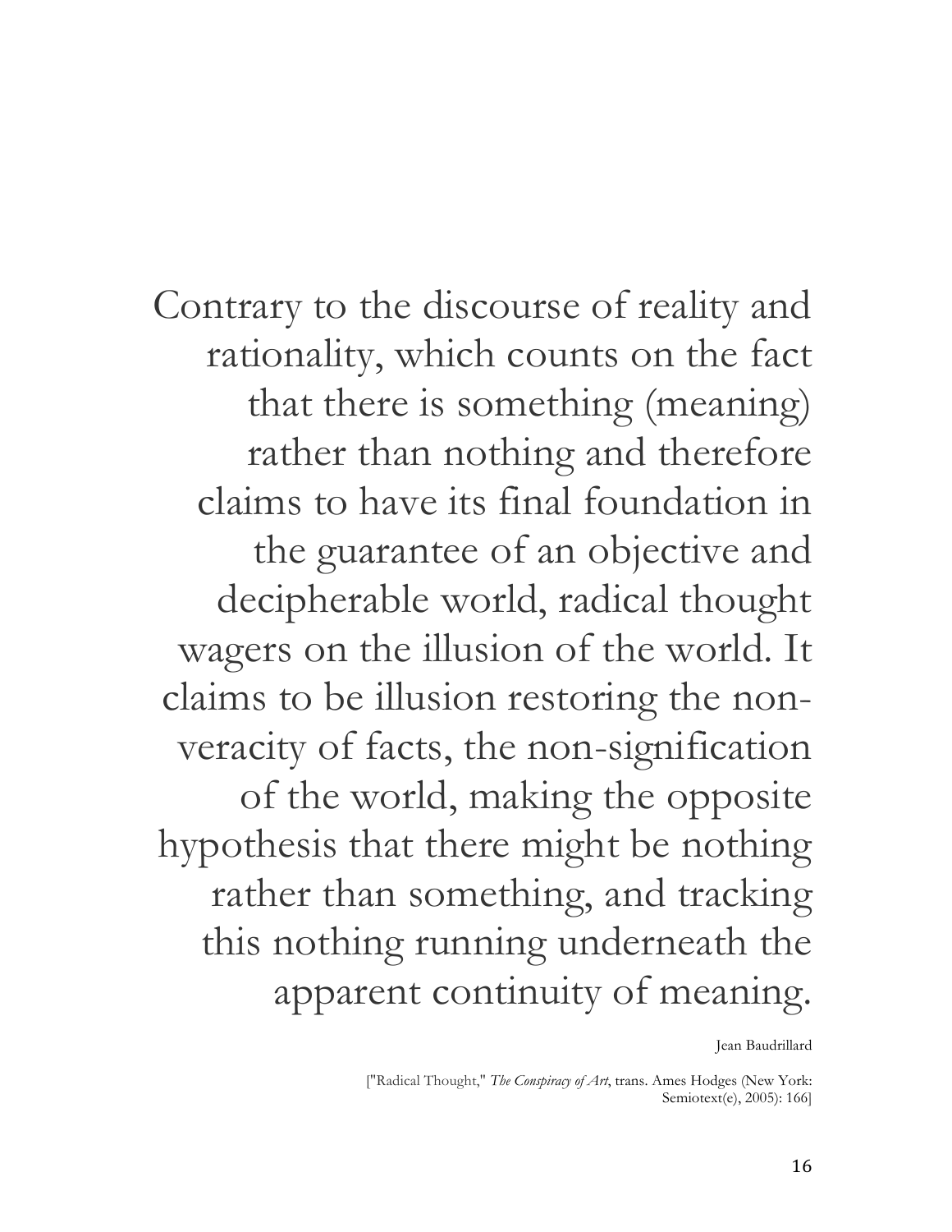Contrary to the discourse of reality and rationality, which counts on the fact that there is something (meaning) rather than nothing and therefore claims to have its final foundation in the guarantee of an objective and decipherable world, radical thought wagers on the illusion of the world. It claims to be illusion restoring the non-veracity of facts, the non-signification of the world, making the opposite hypothesis that there might be nothing rather than something, and tracking this nothing running underneath the apparent continuity of meaning.

Jean Baudrillard

["Radical Thought," *The Conspiracy of Art*, trans. Ames Hodges (New York: Semiotext(e), 2005): 166]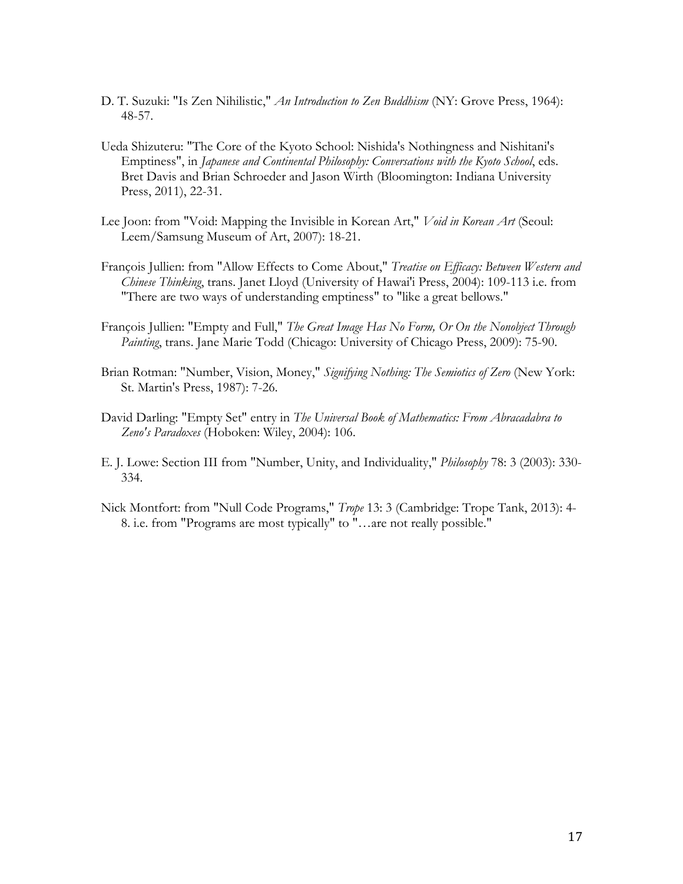D. T. Suzuki: "Is Zen Nihilistic," *An Introduction to Zen Buddhism* (NY: Grove Press, 1964): 48-57.

Ueda Shizuteru: "The Core of the Kyoto School: Nishida's Nothingness and Nishitani's Emptiness", in *Japanese and Continental Philosophy: Conversations with the Kyoto School*, eds. Bret Davis and Brian Schroeder and Jason Wirth (Bloomington: Indiana University Press, 2011), 22-31.

Lee Joon: from "Void: Mapping the Invisible in Korean Art," *Void in Korean Art* (Seoul: Leem/Samsung Museum of Art, 2007): 18-21.

François Jullien: from "Allow Effects to Come About," *Treatise on Efficacy: Between Western and Chinese Thinking*, trans. Janet Lloyd (University of Hawai'i Press, 2004): 109-113 i.e. from "There are two ways of understanding emptiness" to "like a great bellows."

François Jullien: "Empty and Full," *The Great Image Has No Form, Or On the Nonobject Through Painting*, trans. Jane Marie Todd (Chicago: University of Chicago Press, 2009): 75-90.

Brian Rotman: "Number, Vision, Money," *Signifying Nothing: The Semiotics of Zero* (New York: St. Martin's Press, 1987): 7-26.

David Darling: "Empty Set" entry in *The Universal Book of Mathematics: From Abracadabra to Zeno's Paradoxes* (Hoboken: Wiley, 2004): 106.

E. J. Lowe: Section III from "Number, Unity, and Individuality," *Philosophy* 78: 3 (2003): 330-334.

Nick Montfort: from "Null Code Programs," *Trope* 13: 3 (Cambridge: Trope Tank, 2013): 4-8. i.e. from "Programs are most typically" to "…are not really possible."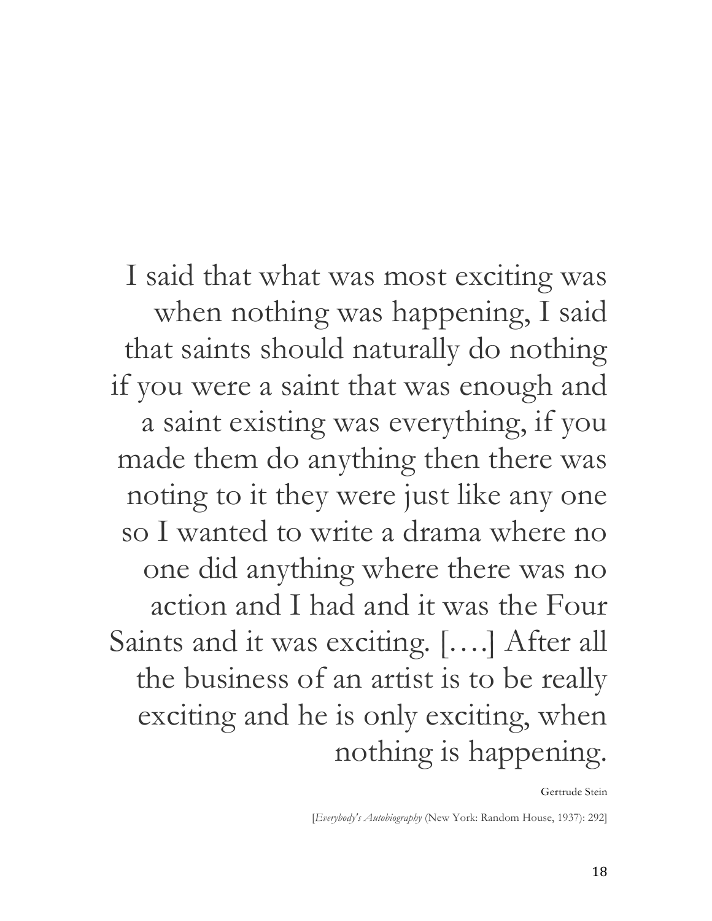I said that what was most exciting was when nothing was happening, I said that saints should naturally do nothing if you were a saint that was enough and a saint existing was everything, if you made them do anything then there was noting to it they were just like any one so I wanted to write a drama where no one did anything where there was no action and I had and it was the Four Saints and it was exciting. [….] After all the business of an artist is to be really exciting and he is only exciting, when nothing is happening.

Gertrude Stein

[*Everybody's Autobiography* (New York: Random House, 1937): 292]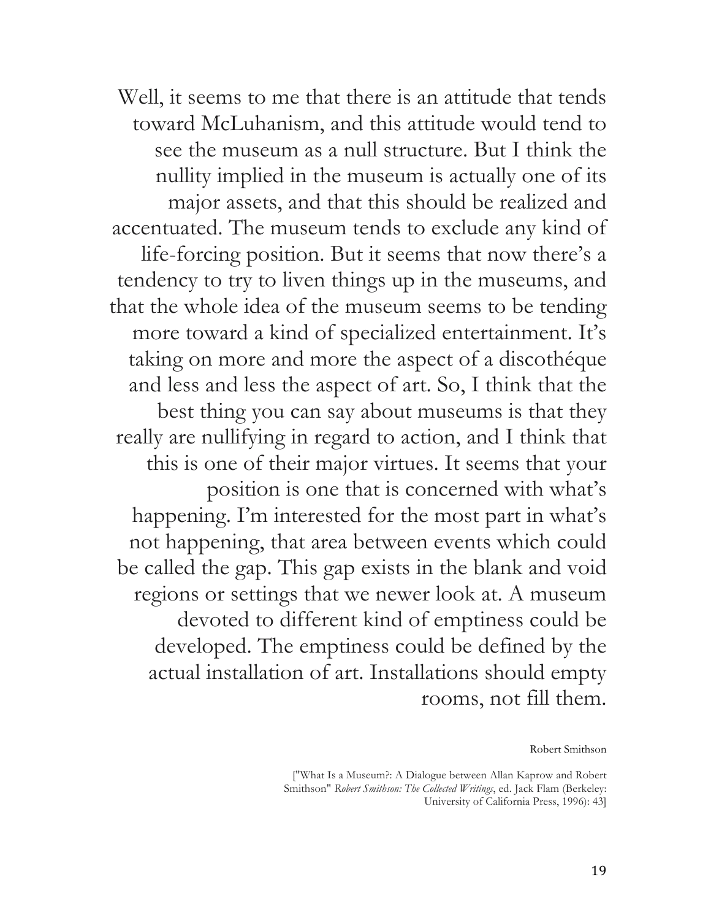Well, it seems to me that there is an attitude that tends toward McLuhanism, and this attitude would tend to see the museum as a null structure. But I think the nullity implied in the museum is actually one of its major assets, and that this should be realized and accentuated. The museum tends to exclude any kind of life-forcing position. But it seems that now there's a tendency to try to liven things up in the museums, and that the whole idea of the museum seems to be tending more toward a kind of specialized entertainment. It's taking on more and more the aspect of a discothéque and less and less the aspect of art. So, I think that the best thing you can say about museums is that they really are nullifying in regard to action, and I think that this is one of their major virtues. It seems that your position is one that is concerned with what's happening. I'm interested for the most part in what's not happening, that area between events which could be called the gap. This gap exists in the blank and void regions or settings that we newer look at. A museum devoted to different kind of emptiness could be developed. The emptiness could be defined by the actual installation of art. Installations should empty rooms, not fill them.

Robert Smithson

["What Is a Museum?: A Dialogue between Allan Kaprow and Robert Smithson" *Robert Smithson: The Collected Writings*, ed. Jack Flam (Berkeley: University of California Press, 1996): 43]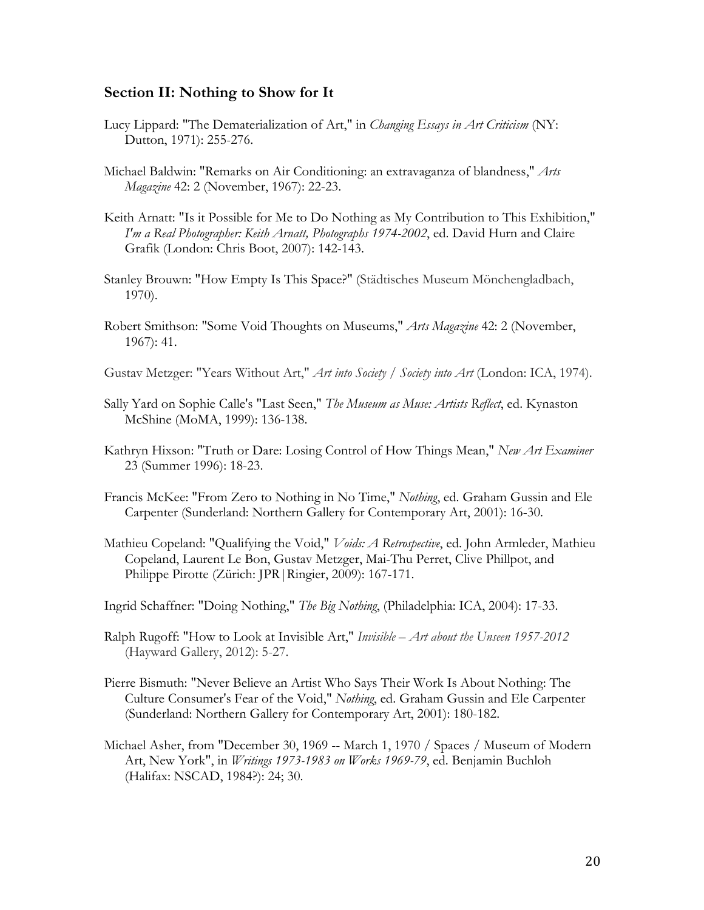## Section II: Nothing to Show for It

Lucy Lippard: "The Dematerialization of Art," in *Changing Essays in Art Criticism* (NY: Dutton, 1971): 255-276.

Michael Baldwin: "Remarks on Air Conditioning: an extravaganza of blandness," *Arts Magazine* 42: 2 (November, 1967): 22-23.

Keith Arnatt: "Is it Possible for Me to Do Nothing as My Contribution to This Exhibition," *I'm a Real Photographer: Keith Arnatt, Photographs 1974-2002*, ed. David Hurn and Claire Grafik (London: Chris Boot, 2007): 142-143.

Stanley Brouwn: "How Empty Is This Space?" (Städtisches Museum Mönchengladbach, 1970).

Robert Smithson: "Some Void Thoughts on Museums," *Arts Magazine* 42: 2 (November, 1967): 41.

Gustav Metzger: "Years Without Art," *Art into Society / Society into Art* (London: ICA, 1974).

Sally Yard on Sophie Calle's "Last Seen," *The Museum as Muse: Artists Reflect*, ed. Kynaston McShine (MoMA, 1999): 136-138.

Kathryn Hixson: "Truth or Dare: Losing Control of How Things Mean," *New Art Examiner* 23 (Summer 1996): 18-23.

Francis McKee: "From Zero to Nothing in No Time," *Nothing*, ed. Graham Gussin and Ele Carpenter (Sunderland: Northern Gallery for Contemporary Art, 2001): 16-30.

Mathieu Copeland: "Qualifying the Void," *Voids: A Retrospective*, ed. John Armleder, Mathieu Copeland, Laurent Le Bon, Gustav Metzger, Mai-Thu Perret, Clive Phillpot, and Philippe Pirotte (Zürich: JPR|Ringier, 2009): 167-171.

Ingrid Schaffner: "Doing Nothing," *The Big Nothing*, (Philadelphia: ICA, 2004): 17-33.

Ralph Rugoff: "How to Look at Invisible Art," *Invisible – Art about the Unseen 1957-2012* (Hayward Gallery, 2012): 5-27.

Pierre Bismuth: "Never Believe an Artist Who Says Their Work Is About Nothing: The Culture Consumer's Fear of the Void," *Nothing*, ed. Graham Gussin and Ele Carpenter (Sunderland: Northern Gallery for Contemporary Art, 2001): 180-182.

Michael Asher, from "December 30, 1969 -- March 1, 1970 / Spaces / Museum of Modern Art, New York", in *Writings 1973-1983 on Works 1969-79*, ed. Benjamin Buchloh (Halifax: NSCAD, 1984?): 24; 30.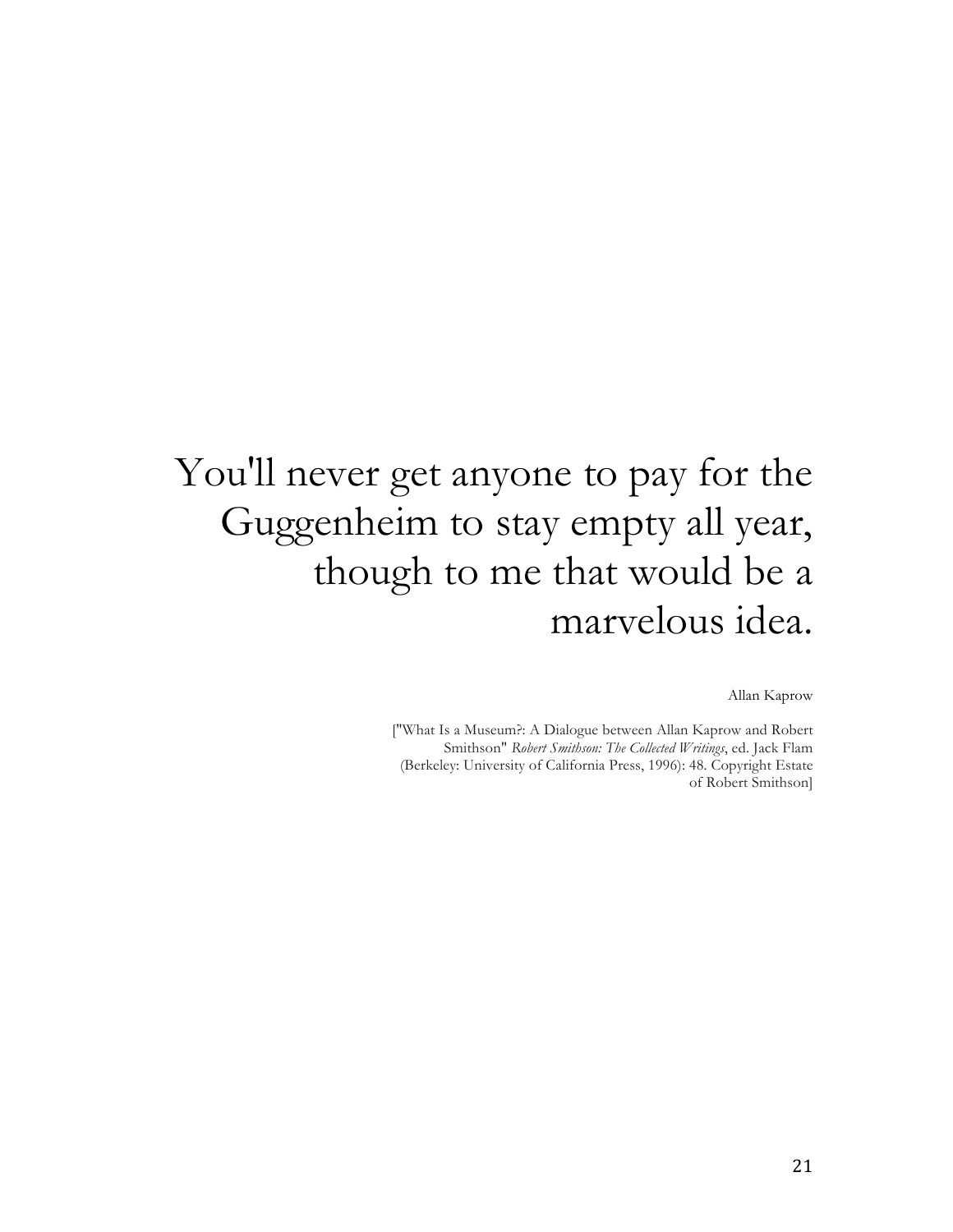You'll never get anyone to pay for the Guggenheim to stay empty all year, though to me that would be a marvelous idea.

Allan Kaprow

["What Is a Museum?: A Dialogue between Allan Kaprow and Robert Smithson" *Robert Smithson: The Collected Writings*, ed. Jack Flam (Berkeley: University of California Press, 1996): 48. Copyright Estate of Robert Smithson]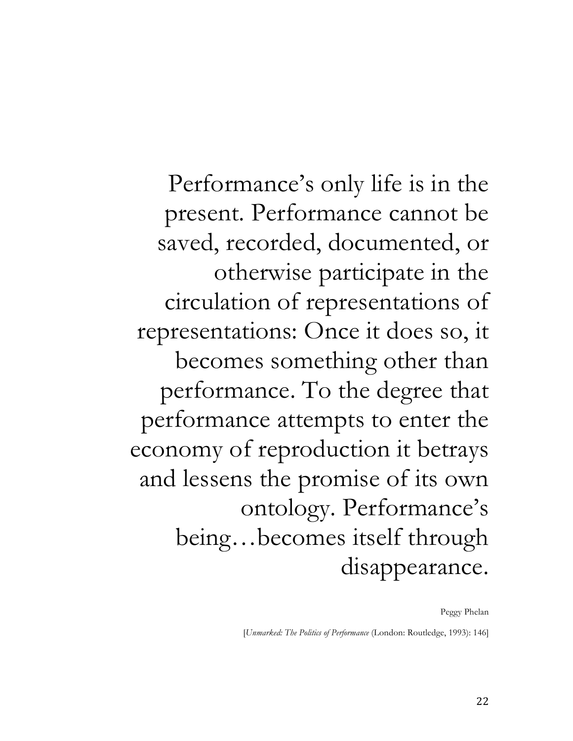Performance's only life is in the present. Performance cannot be saved, recorded, documented, or otherwise participate in the circulation of representations of representations: Once it does so, it becomes something other than performance. To the degree that performance attempts to enter the economy of reproduction it betrays and lessens the promise of its own ontology. Performance's being…becomes itself through disappearance.

Peggy Phelan

[*Unmarked: The Politics of Performance* (London: Routledge, 1993): 146]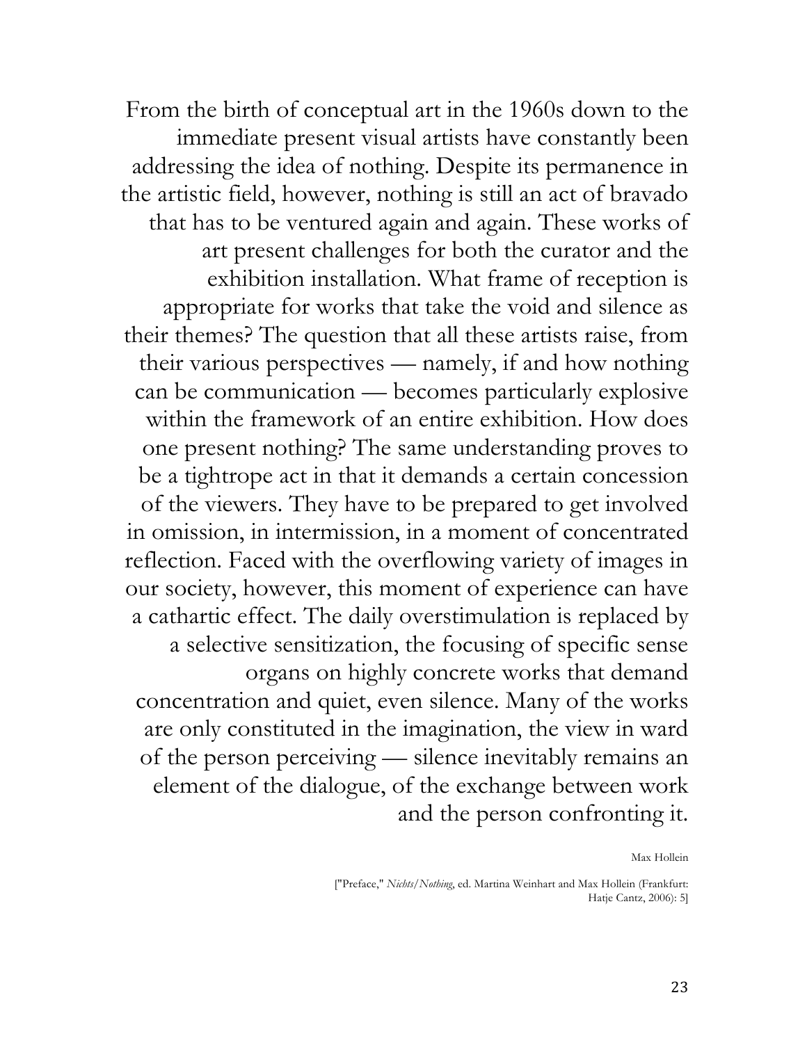From the birth of conceptual art in the 1960s down to the immediate present visual artists have constantly been addressing the idea of nothing. Despite its permanence in the artistic field, however, nothing is still an act of bravado that has to be ventured again and again. These works of art present challenges for both the curator and the exhibition installation. What frame of reception is appropriate for works that take the void and silence as their themes? The question that all these artists raise, from their various perspectives — namely, if and how nothing can be communication — becomes particularly explosive within the framework of an entire exhibition. How does one present nothing? The same understanding proves to be a tightrope act in that it demands a certain concession of the viewers. They have to be prepared to get involved in omission, in intermission, in a moment of concentrated reflection. Faced with the overflowing variety of images in our society, however, this moment of experience can have a cathartic effect. The daily overstimulation is replaced by a selective sensitization, the focusing of specific sense organs on highly concrete works that demand concentration and quiet, even silence. Many of the works are only constituted in the imagination, the view in ward of the person perceiving — silence inevitably remains an element of the dialogue, of the exchange between work and the person confronting it.

Max Hollein

["Preface," *Nichts/Nothing*, ed. Martina Weinhart and Max Hollein (Frankfurt: Hatje Cantz, 2006): 5]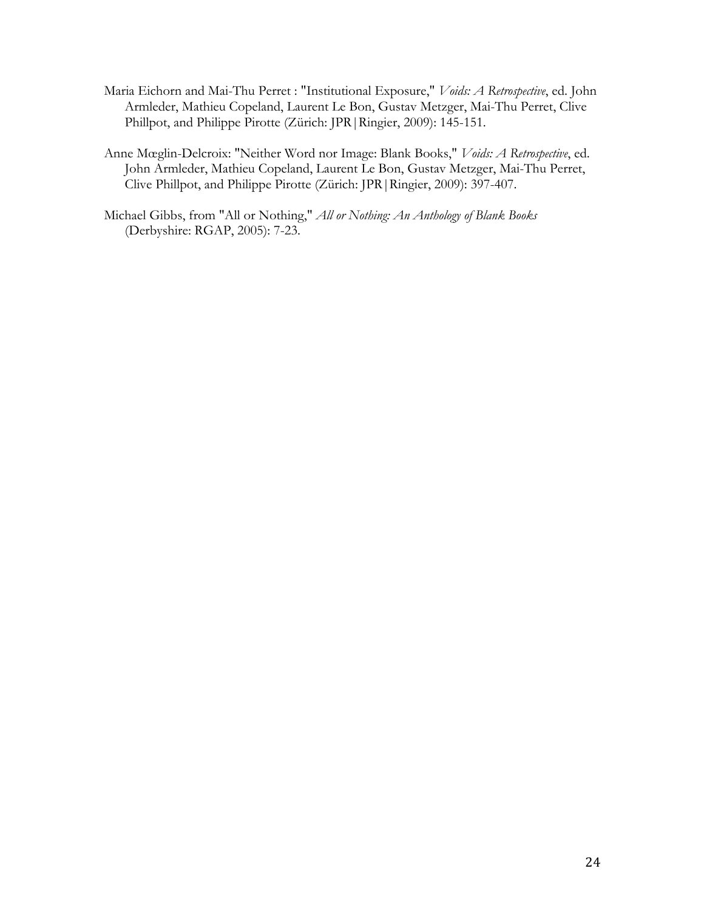Maria Eichorn and Mai-Thu Perret : "Institutional Exposure," *Voids: A Retrospective*, ed. John Armleder, Mathieu Copeland, Laurent Le Bon, Gustav Metzger, Mai-Thu Perret, Clive Phillpot, and Philippe Pirotte (Zürich: JPR|Ringier, 2009): 145-151.

Anne Mœglin-Delcroix: "Neither Word nor Image: Blank Books," *Voids: A Retrospective*, ed. John Armleder, Mathieu Copeland, Laurent Le Bon, Gustav Metzger, Mai-Thu Perret, Clive Phillpot, and Philippe Pirotte (Zürich: JPR|Ringier, 2009): 397-407.

Michael Gibbs, from "All or Nothing," *All or Nothing: An Anthology of Blank Books* (Derbyshire: RGAP, 2005): 7-23.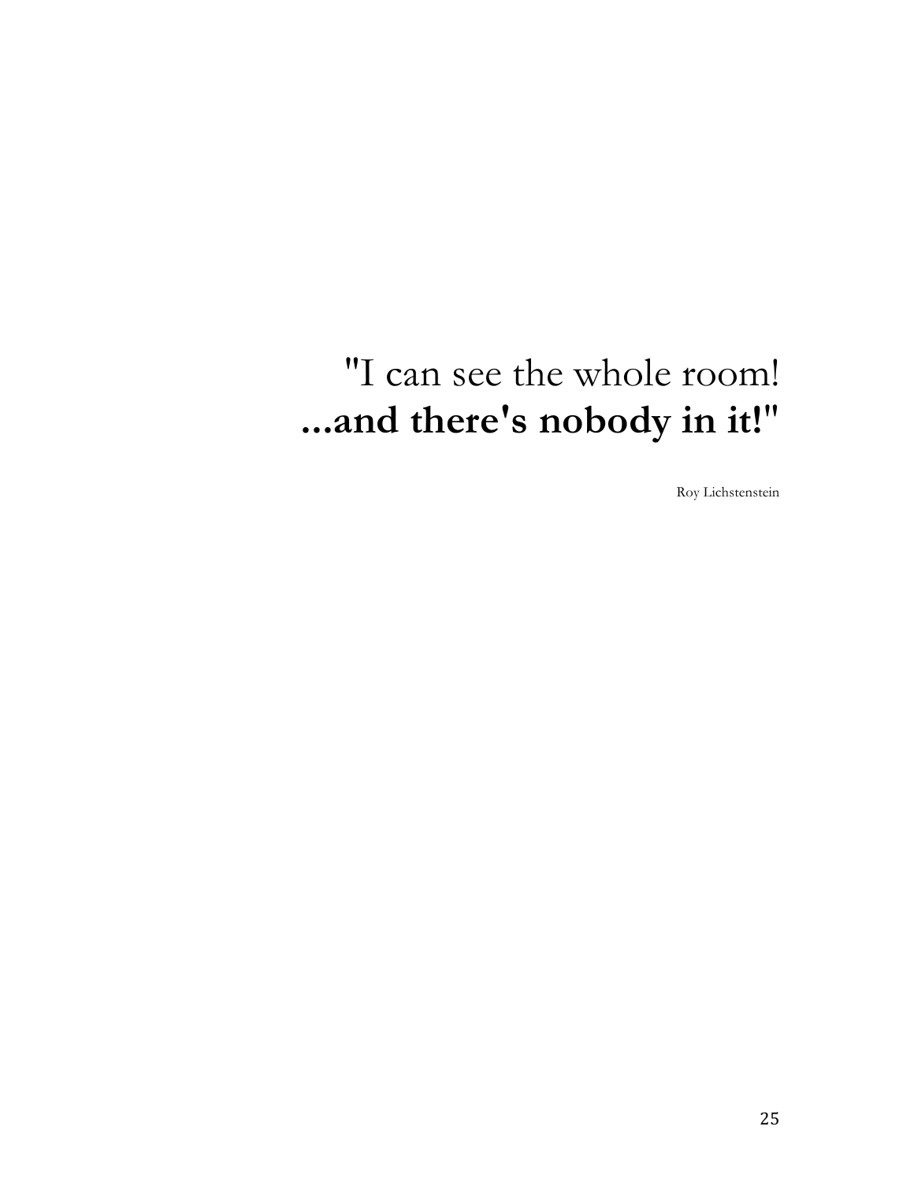"I can see the whole room!
**...and there's nobody in it!"**

Roy Lichstenstein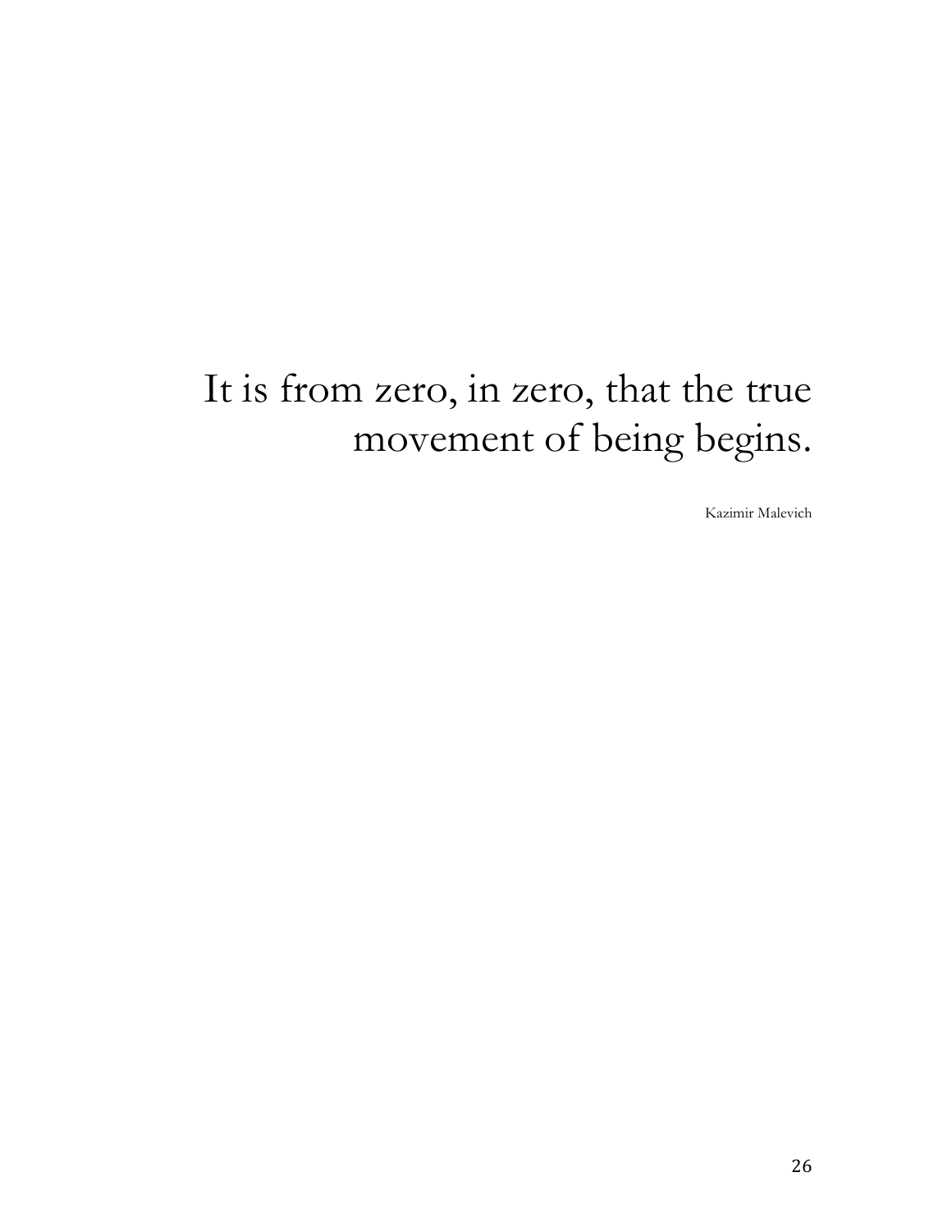> It is from zero, in zero, that the true movement of being begins.
>
> Kazimir Malevich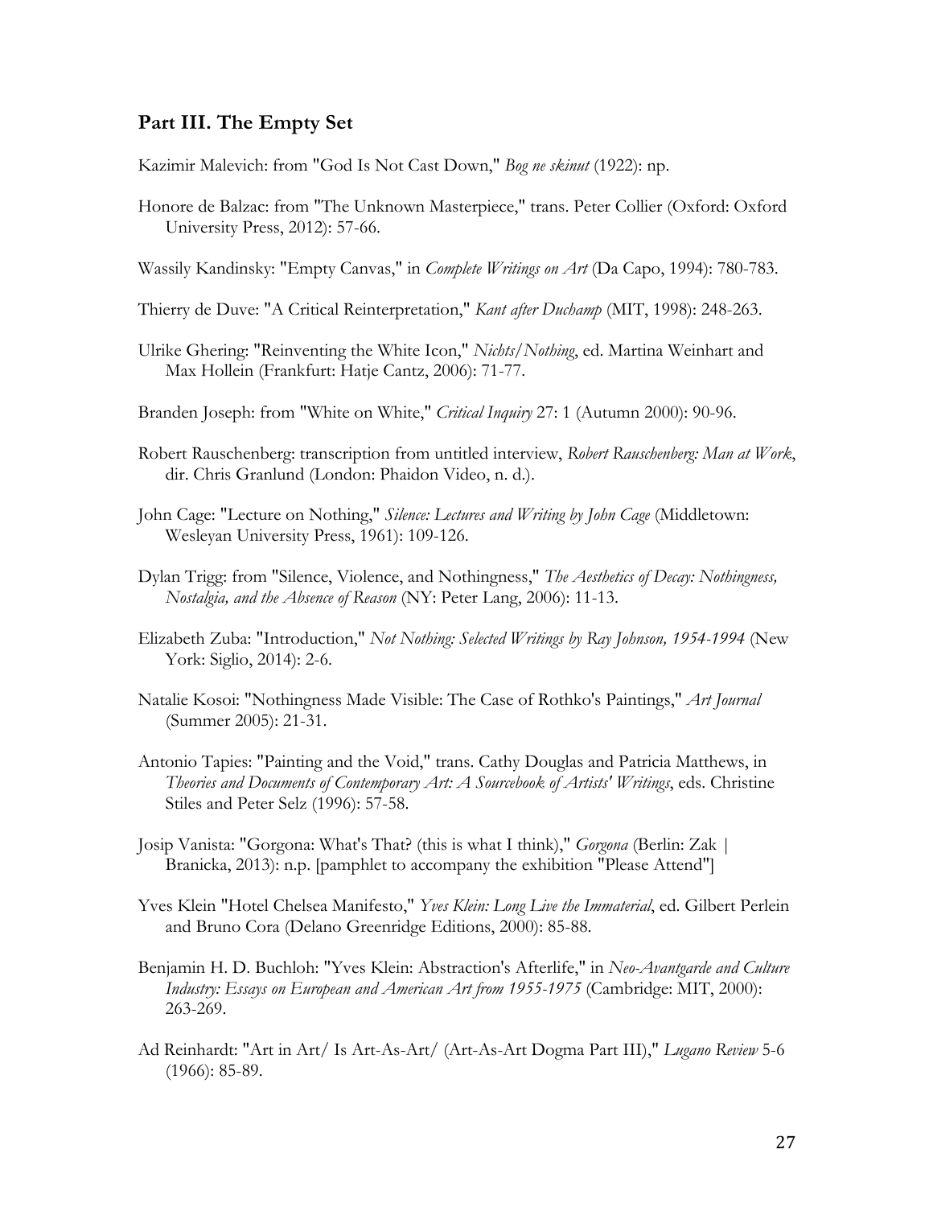## Part III. The Empty Set

Kazimir Malevich: from "God Is Not Cast Down," *Bog ne skinut* (1922): np.

Honore de Balzac: from "The Unknown Masterpiece," trans. Peter Collier (Oxford: Oxford University Press, 2012): 57-66.

Wassily Kandinsky: "Empty Canvas," in *Complete Writings on Art* (Da Capo, 1994): 780-783.

Thierry de Duve: "A Critical Reinterpretation," *Kant after Duchamp* (MIT, 1998): 248-263.

Ulrike Ghering: "Reinventing the White Icon," *Nichts/Nothing*, ed. Martina Weinhart and Max Hollein (Frankfurt: Hatje Cantz, 2006): 71-77.

Branden Joseph: from "White on White," *Critical Inquiry* 27: 1 (Autumn 2000): 90-96.

Robert Rauschenberg: transcription from untitled interview, *Robert Rauschenberg: Man at Work*, dir. Chris Granlund (London: Phaidon Video, n. d.).

John Cage: "Lecture on Nothing," *Silence: Lectures and Writing by John Cage* (Middletown: Wesleyan University Press, 1961): 109-126.

Dylan Trigg: from "Silence, Violence, and Nothingness," *The Aesthetics of Decay: Nothingness, Nostalgia, and the Absence of Reason* (NY: Peter Lang, 2006): 11-13.

Elizabeth Zuba: "Introduction," *Not Nothing: Selected Writings by Ray Johnson, 1954-1994* (New York: Siglio, 2014): 2-6.

Natalie Kosoi: "Nothingness Made Visible: The Case of Rothko's Paintings," *Art Journal* (Summer 2005): 21-31.

Antonio Tapies: "Painting and the Void," trans. Cathy Douglas and Patricia Matthews, in *Theories and Documents of Contemporary Art: A Sourcebook of Artists' Writings*, eds. Christine Stiles and Peter Selz (1996): 57-58.

Josip Vanista: "Gorgona: What's That? (this is what I think)," *Gorgona* (Berlin: Zak | Branicka, 2013): n.p. [pamphlet to accompany the exhibition "Please Attend"]

Yves Klein "Hotel Chelsea Manifesto," *Yves Klein: Long Live the Immaterial*, ed. Gilbert Perlein and Bruno Cora (Delano Greenridge Editions, 2000): 85-88.

Benjamin H. D. Buchloh: "Yves Klein: Abstraction's Afterlife," in *Neo-Avantgarde and Culture Industry: Essays on European and American Art from 1955-1975* (Cambridge: MIT, 2000): 263-269.

Ad Reinhardt: "Art in Art/ Is Art-As-Art/ (Art-As-Art Dogma Part III)," *Lugano Review* 5-6 (1966): 85-89.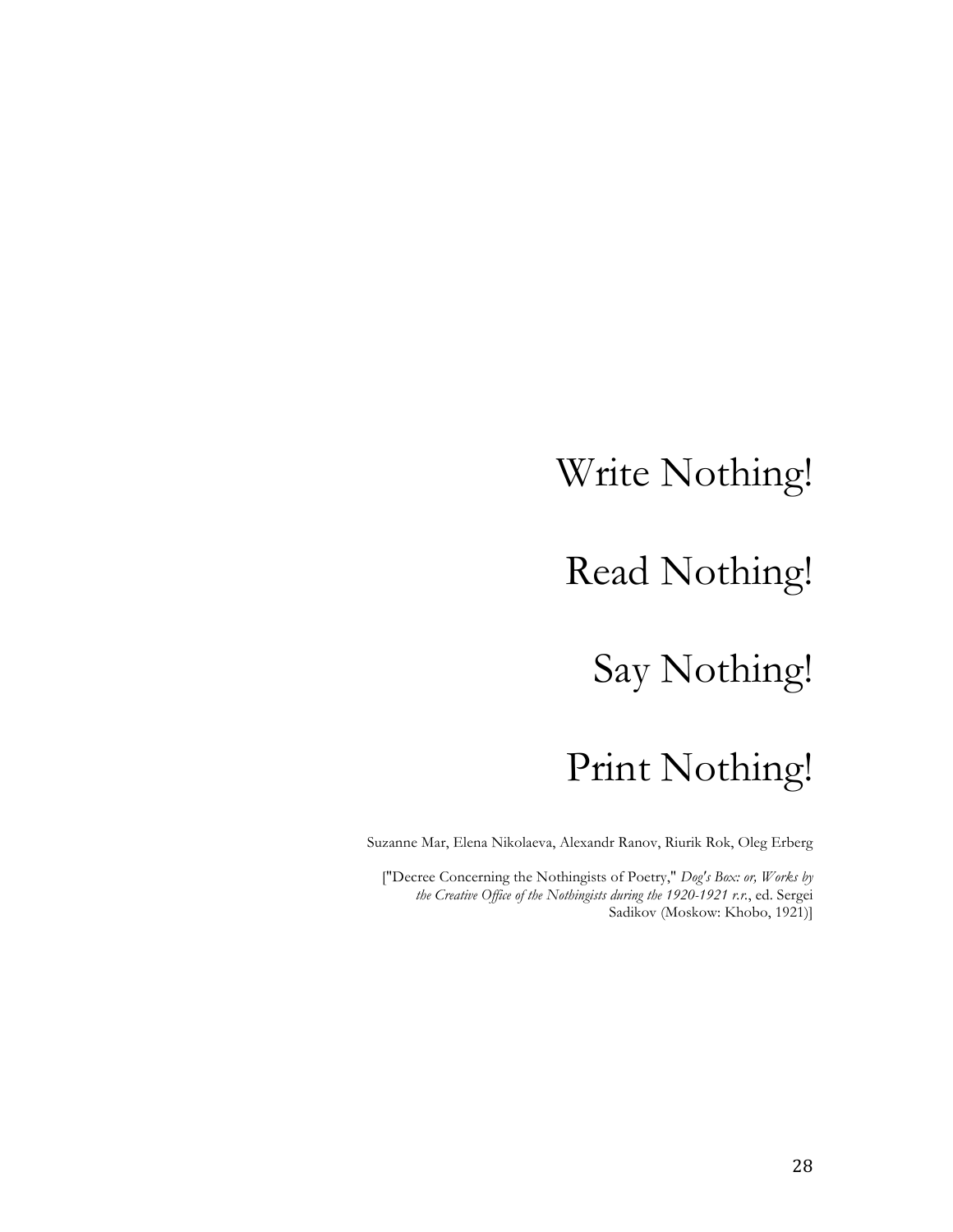Write Nothing!

Read Nothing!

Say Nothing!

Print Nothing!

Suzanne Mar, Elena Nikolaeva, Alexandr Ranov, Riurik Rok, Oleg Erberg

["Decree Concerning the Nothingists of Poetry," *Dog's Box: or, Works by the Creative Office of the Nothingists during the 1920-1921 r.r.*, ed. Sergei Sadikov (Moskow: Khobo, 1921)]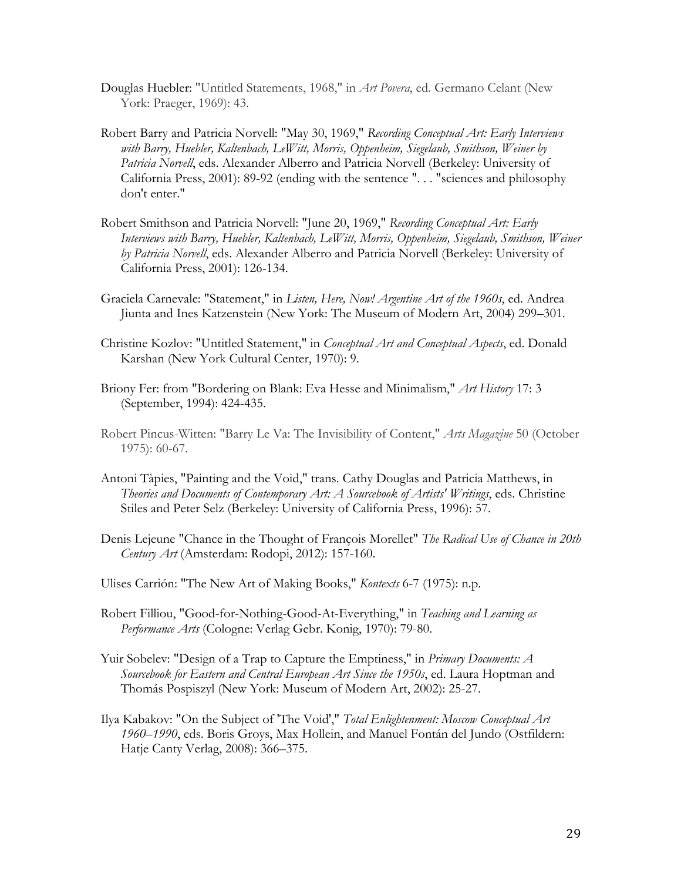Douglas Huebler: "Untitled Statements, 1968," in *Art Povera*, ed. Germano Celant (New York: Praeger, 1969): 43.

Robert Barry and Patricia Norvell: "May 30, 1969," *Recording Conceptual Art: Early Interviews with Barry, Huebler, Kaltenbach, LeWitt, Morris, Oppenheim, Siegelaub, Smithson, Weiner by Patricia Norvell*, eds. Alexander Alberro and Patricia Norvell (Berkeley: University of California Press, 2001): 89-92 (ending with the sentence ". . . "sciences and philosophy don't enter."

Robert Smithson and Patricia Norvell: "June 20, 1969," *Recording Conceptual Art: Early Interviews with Barry, Huebler, Kaltenbach, LeWitt, Morris, Oppenheim, Siegelaub, Smithson, Weiner by Patricia Norvell*, eds. Alexander Alberro and Patricia Norvell (Berkeley: University of California Press, 2001): 126-134.

Graciela Carnevale: "Statement," in *Listen, Here, Now! Argentine Art of the 1960s*, ed. Andrea Jiunta and Ines Katzenstein (New York: The Museum of Modern Art, 2004) 299–301.

Christine Kozlov: "Untitled Statement," in *Conceptual Art and Conceptual Aspects*, ed. Donald Karshan (New York Cultural Center, 1970): 9.

Briony Fer: from "Bordering on Blank: Eva Hesse and Minimalism," *Art History* 17: 3 (September, 1994): 424-435.

Robert Pincus-Witten: "Barry Le Va: The Invisibility of Content," *Arts Magazine* 50 (October 1975): 60-67.

Antoni Tàpies, "Painting and the Void," trans. Cathy Douglas and Patricia Matthews, in *Theories and Documents of Contemporary Art: A Sourcebook of Artists' Writings*, eds. Christine Stiles and Peter Selz (Berkeley: University of California Press, 1996): 57.

Denis Lejeune "Chance in the Thought of François Morellet" *The Radical Use of Chance in 20th Century Art* (Amsterdam: Rodopi, 2012): 157-160.

Ulises Carrión: "The New Art of Making Books," *Kontexts* 6-7 (1975): n.p.

Robert Filliou, "Good-for-Nothing-Good-At-Everything," in *Teaching and Learning as Performance Arts* (Cologne: Verlag Gebr. Konig, 1970): 79-80.

Yuir Sobelev: "Design of a Trap to Capture the Emptiness," in *Primary Documents: A Sourcebook for Eastern and Central European Art Since the 1950s*, ed. Laura Hoptman and Thomás Pospiszyl (New York: Museum of Modern Art, 2002): 25-27.

Ilya Kabakov: "On the Subject of 'The Void'," *Total Enlightenment: Moscow Conceptual Art 1960–1990*, eds. Boris Groys, Max Hollein, and Manuel Fontán del Jundo (Ostfildern: Hatje Canty Verlag, 2008): 366–375.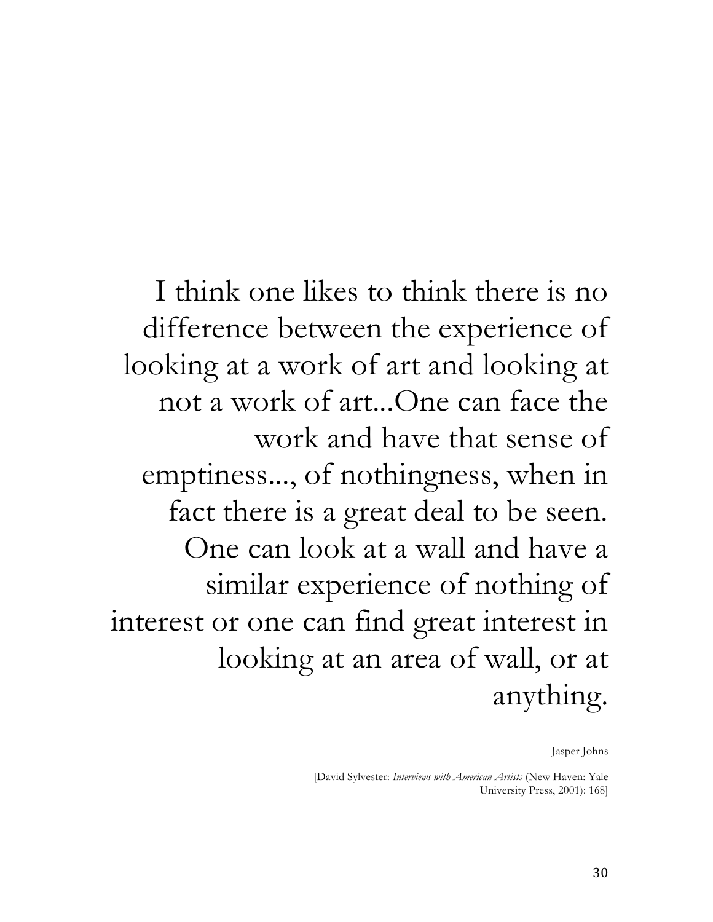I think one likes to think there is no difference between the experience of looking at a work of art and looking at not a work of art...One can face the work and have that sense of emptiness..., of nothingness, when in fact there is a great deal to be seen. One can look at a wall and have a similar experience of nothing of interest or one can find great interest in looking at an area of wall, or at anything.

Jasper Johns

[David Sylvester: *Interviews with American Artists* (New Haven: Yale University Press, 2001): 168]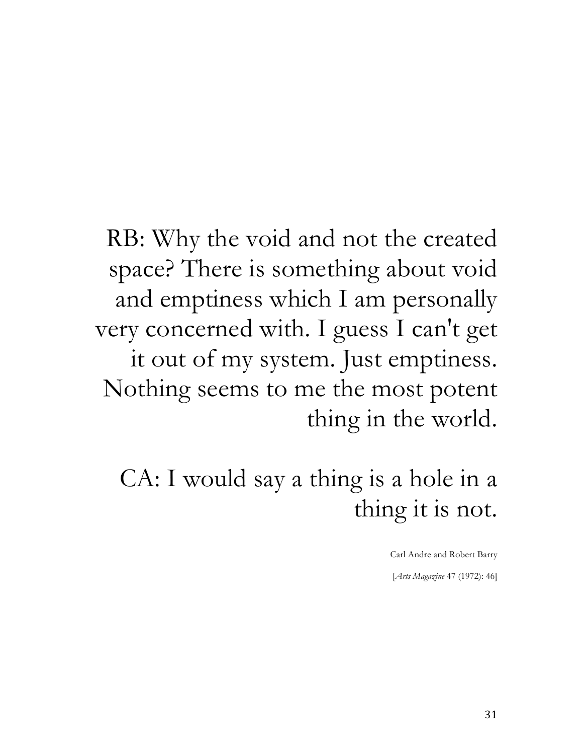RB: Why the void and not the created space? There is something about void and emptiness which I am personally very concerned with. I guess I can't get it out of my system. Just emptiness. Nothing seems to me the most potent thing in the world.

CA: I would say a thing is a hole in a thing it is not.

Carl Andre and Robert Barry

[*Arts Magazine* 47 (1972): 46]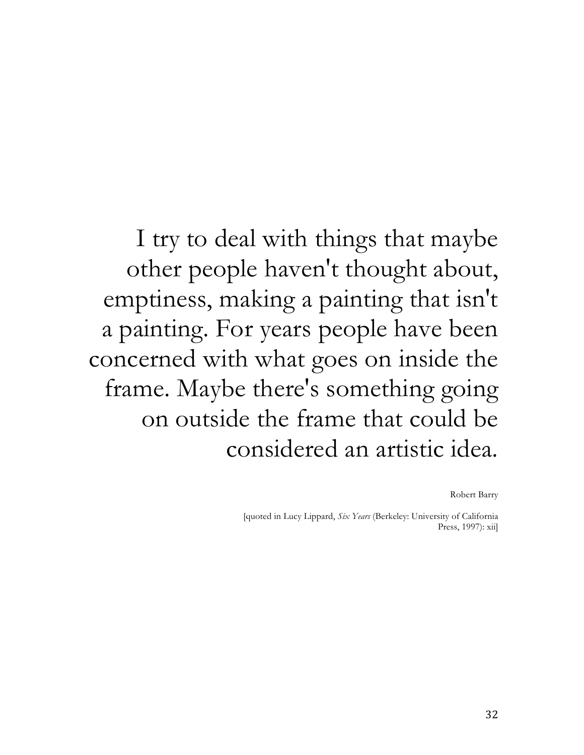I try to deal with things that maybe other people haven't thought about, emptiness, making a painting that isn't a painting. For years people have been concerned with what goes on inside the frame. Maybe there's something going on outside the frame that could be considered an artistic idea.

Robert Barry

[quoted in Lucy Lippard, *Six Years* (Berkeley: University of California Press, 1997): xii]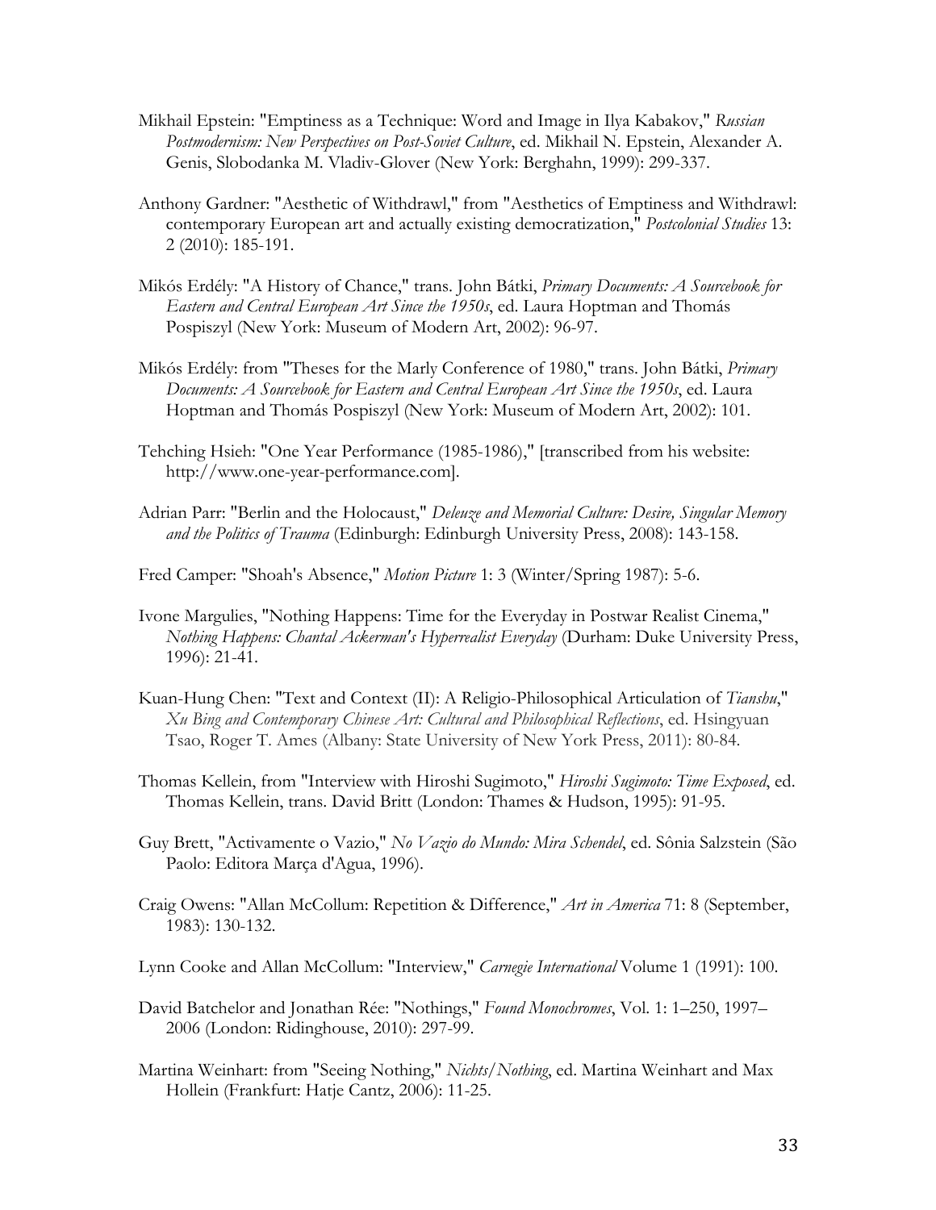Mikhail Epstein: "Emptiness as a Technique: Word and Image in Ilya Kabakov," *Russian Postmodernism: New Perspectives on Post-Soviet Culture*, ed. Mikhail N. Epstein, Alexander A. Genis, Slobodanka M. Vladiv-Glover (New York: Berghahn, 1999): 299-337.

Anthony Gardner: "Aesthetic of Withdrawl," from "Aesthetics of Emptiness and Withdrawl: contemporary European art and actually existing democratization," *Postcolonial Studies* 13: 2 (2010): 185-191.

Mikós Erdély: "A History of Chance," trans. John Bátki, *Primary Documents: A Sourcebook for Eastern and Central European Art Since the 1950s*, ed. Laura Hoptman and Thomás Pospiszyl (New York: Museum of Modern Art, 2002): 96-97.

Mikós Erdély: from "Theses for the Marly Conference of 1980," trans. John Bátki, *Primary Documents: A Sourcebook for Eastern and Central European Art Since the 1950s*, ed. Laura Hoptman and Thomás Pospiszyl (New York: Museum of Modern Art, 2002): 101.

Tehching Hsieh: "One Year Performance (1985-1986)," [transcribed from his website: http://www.one-year-performance.com].

Adrian Parr: "Berlin and the Holocaust," *Deleuze and Memorial Culture: Desire, Singular Memory and the Politics of Trauma* (Edinburgh: Edinburgh University Press, 2008): 143-158.

Fred Camper: "Shoah's Absence," *Motion Picture* 1: 3 (Winter/Spring 1987): 5-6.

Ivone Margulies, "Nothing Happens: Time for the Everyday in Postwar Realist Cinema," *Nothing Happens: Chantal Ackerman's Hyperrealist Everyday* (Durham: Duke University Press, 1996): 21-41.

Kuan-Hung Chen: "Text and Context (II): A Religio-Philosophical Articulation of *Tianshu*," *Xu Bing and Contemporary Chinese Art: Cultural and Philosophical Reflections*, ed. Hsingyuan Tsao, Roger T. Ames (Albany: State University of New York Press, 2011): 80-84.

Thomas Kellein, from "Interview with Hiroshi Sugimoto," *Hiroshi Sugimoto: Time Exposed*, ed. Thomas Kellein, trans. David Britt (London: Thames & Hudson, 1995): 91-95.

Guy Brett, "Activamente o Vazio," *No Vazio do Mundo: Mira Schendel*, ed. Sônia Salzstein (São Paolo: Editora Marça d'Agua, 1996).

Craig Owens: "Allan McCollum: Repetition & Difference," *Art in America* 71: 8 (September, 1983): 130-132.

Lynn Cooke and Allan McCollum: "Interview," *Carnegie International* Volume 1 (1991): 100.

David Batchelor and Jonathan Rée: "Nothings," *Found Monochromes*, Vol. 1: 1–250, 1997–2006 (London: Ridinghouse, 2010): 297-99.

Martina Weinhart: from "Seeing Nothing," *Nichts/Nothing*, ed. Martina Weinhart and Max Hollein (Frankfurt: Hatje Cantz, 2006): 11-25.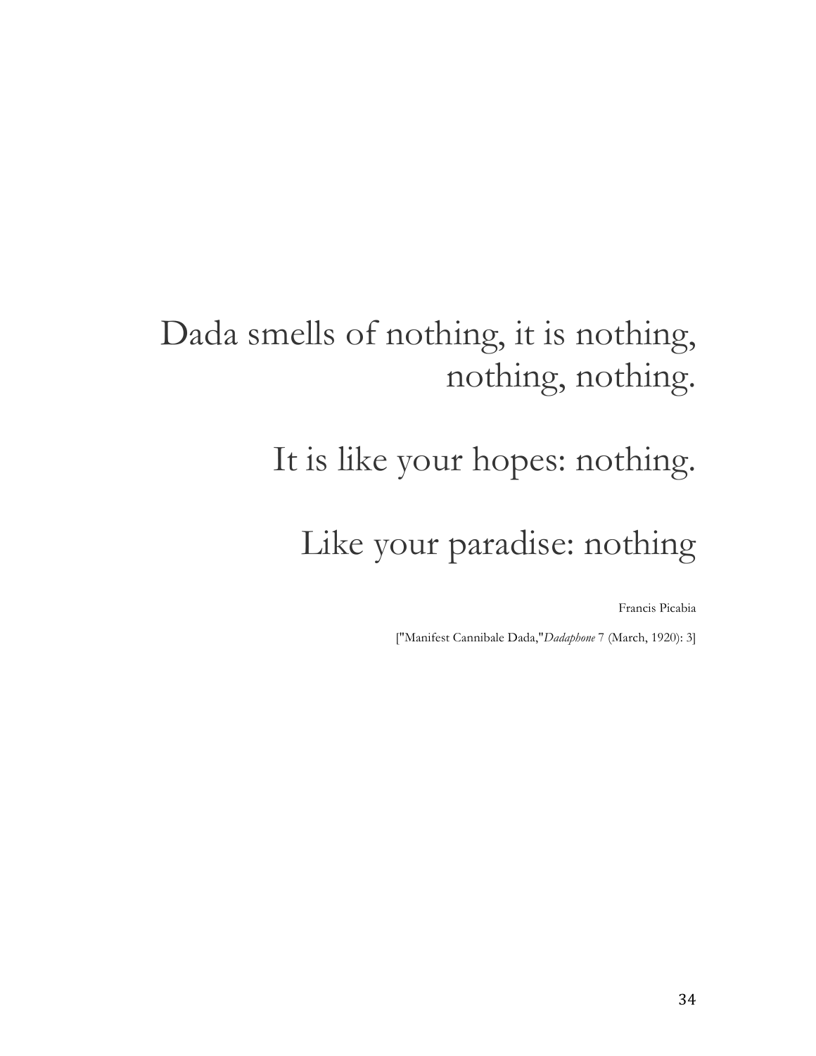Dada smells of nothing, it is nothing, nothing, nothing.

It is like your hopes: nothing.

Like your paradise: nothing

Francis Picabia

["Manifest Cannibale Dada,"*Dadaphone* 7 (March, 1920): 3]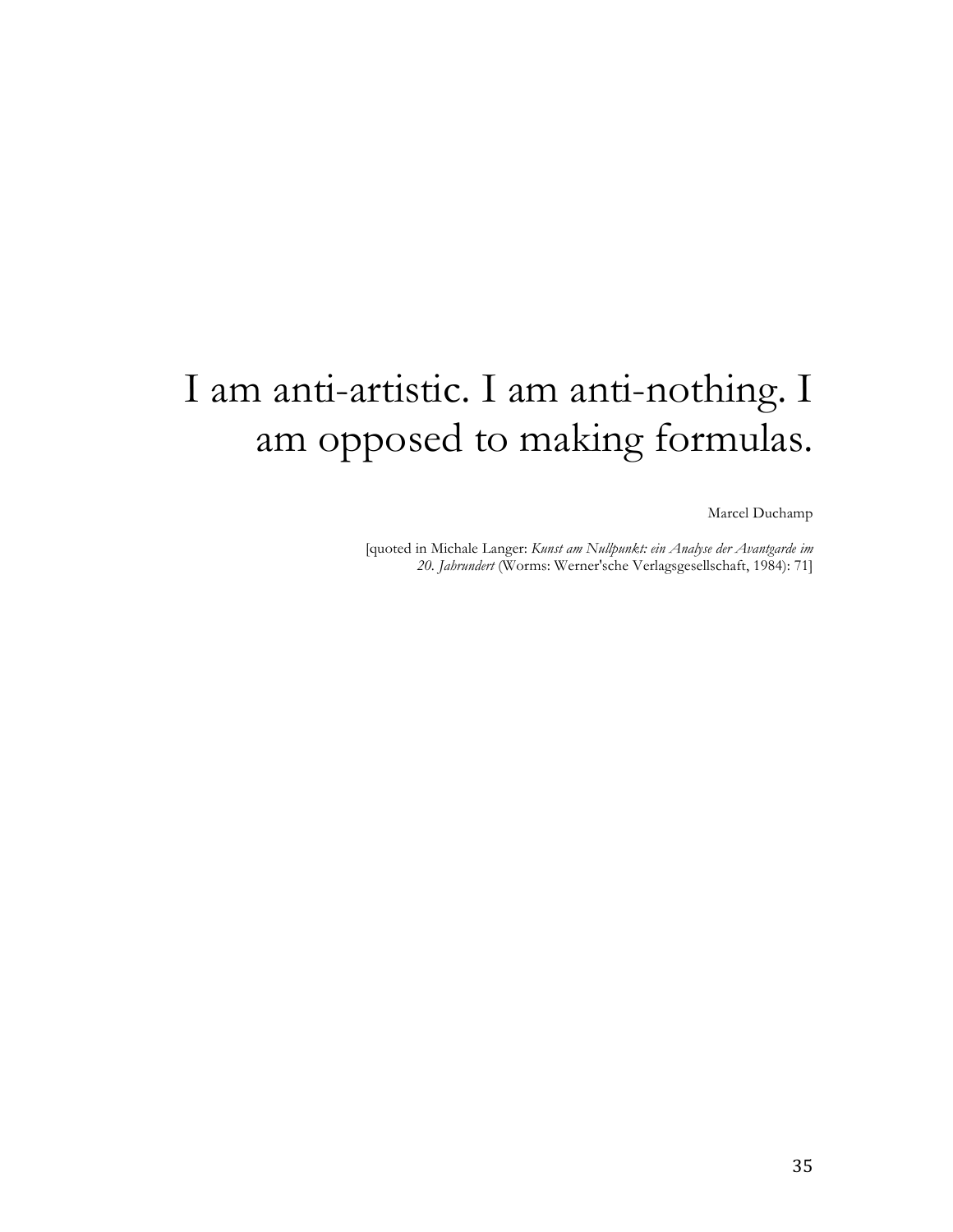I am anti-artistic. I am anti-nothing. I am opposed to making formulas.

Marcel Duchamp

[quoted in Michale Langer: *Kunst am Nullpunkt: ein Analyse der Avantgarde im 20. Jahrundert* (Worms: Werner'sche Verlagsgesellschaft, 1984): 71]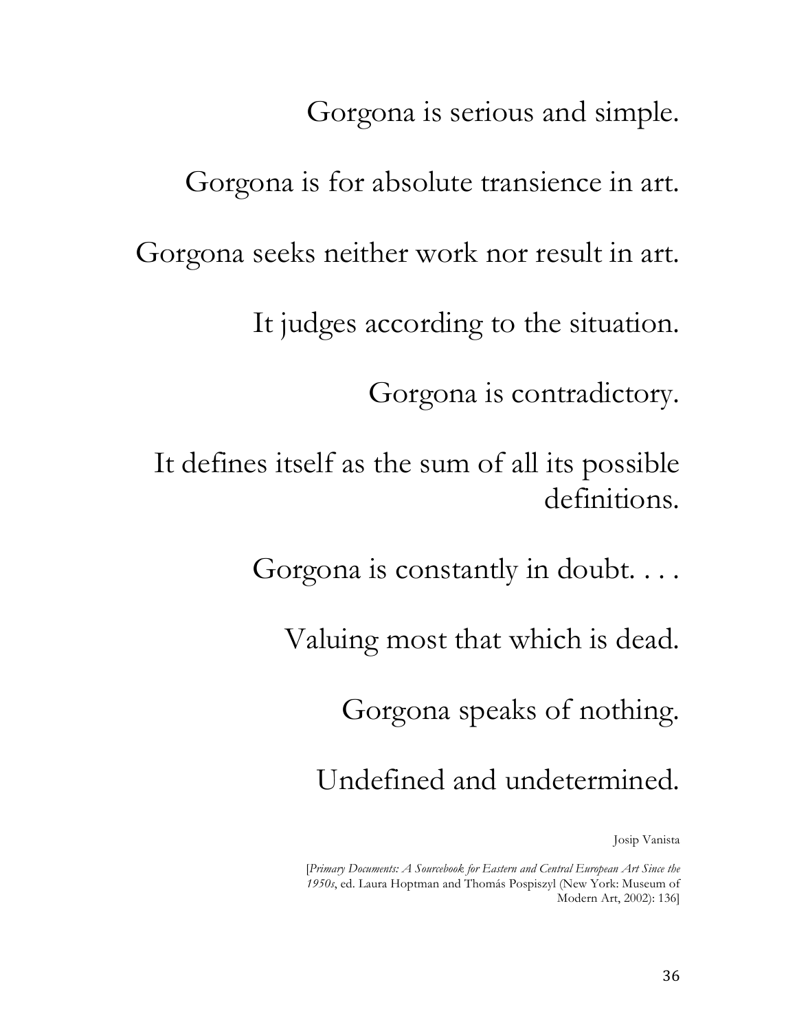Gorgona is serious and simple.

Gorgona is for absolute transience in art.

Gorgona seeks neither work nor result in art.

It judges according to the situation.

Gorgona is contradictory.

It defines itself as the sum of all its possible definitions.

Gorgona is constantly in doubt. . . .

Valuing most that which is dead.

Gorgona speaks of nothing.

Undefined and undetermined.

Josip Vanista

[*Primary Documents: A Sourcebook for Eastern and Central European Art Since the 1950s*, ed. Laura Hoptman and Thomás Pospiszyl (New York: Museum of Modern Art, 2002): 136]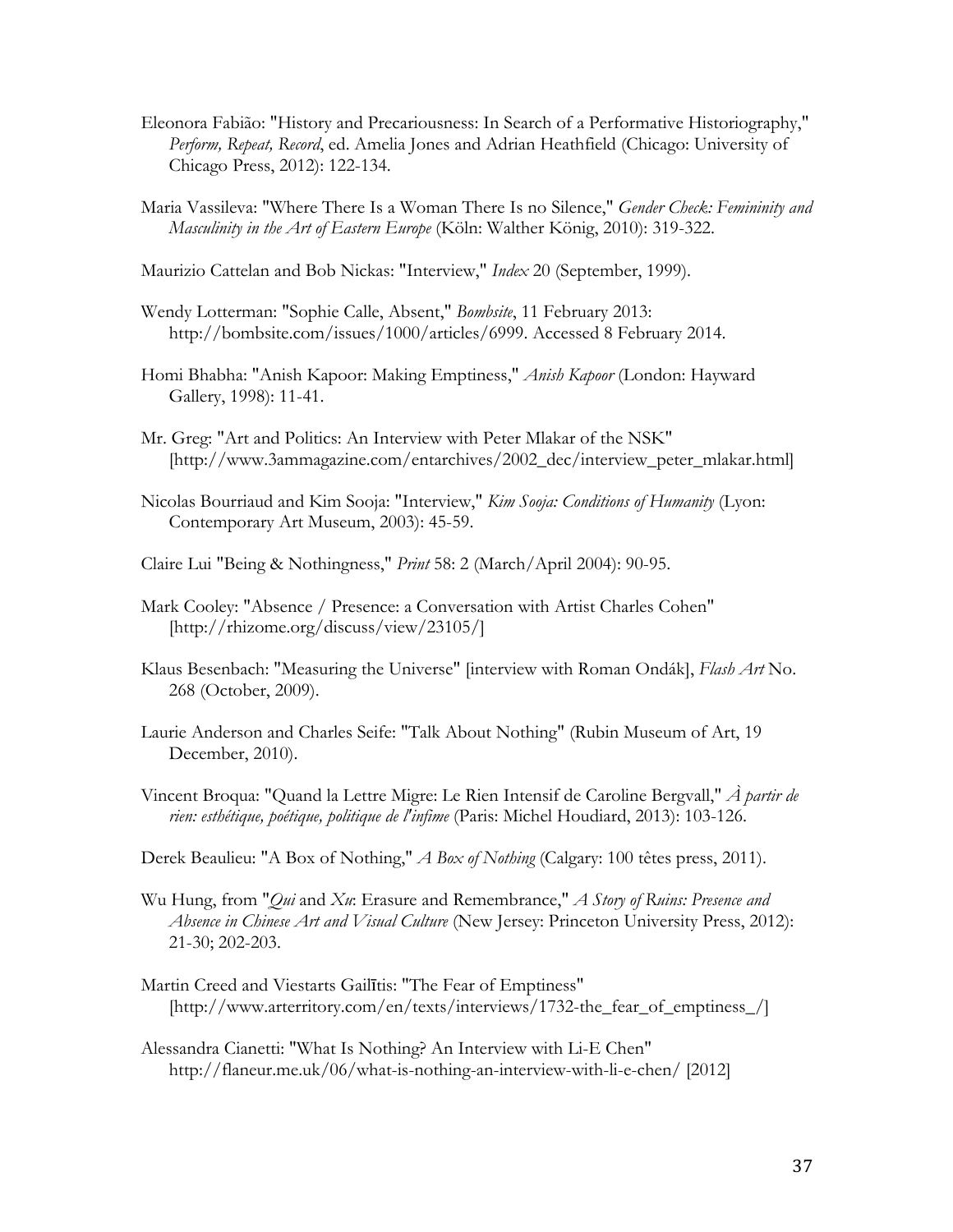Eleonora Fabião: "History and Precariousness: In Search of a Performative Historiography," *Perform, Repeat, Record*, ed. Amelia Jones and Adrian Heathfield (Chicago: University of Chicago Press, 2012): 122-134.

Maria Vassileva: "Where There Is a Woman There Is no Silence," *Gender Check: Femininity and Masculinity in the Art of Eastern Europe* (Köln: Walther König, 2010): 319-322.

Maurizio Cattelan and Bob Nickas: "Interview," *Index* 20 (September, 1999).

Wendy Lotterman: "Sophie Calle, Absent," *Bombsite*, 11 February 2013: http://bombsite.com/issues/1000/articles/6999. Accessed 8 February 2014.

Homi Bhabha: "Anish Kapoor: Making Emptiness," *Anish Kapoor* (London: Hayward Gallery, 1998): 11-41.

Mr. Greg: "Art and Politics: An Interview with Peter Mlakar of the NSK" [http://www.3ammagazine.com/entarchives/2002_dec/interview_peter_mlakar.html]

Nicolas Bourriaud and Kim Sooja: "Interview," *Kim Sooja: Conditions of Humanity* (Lyon: Contemporary Art Museum, 2003): 45-59.

Claire Lui "Being & Nothingness," *Print* 58: 2 (March/April 2004): 90-95.

Mark Cooley: "Absence / Presence: a Conversation with Artist Charles Cohen" [http://rhizome.org/discuss/view/23105/]

Klaus Besenbach: "Measuring the Universe" [interview with Roman Ondák], *Flash Art* No. 268 (October, 2009).

Laurie Anderson and Charles Seife: "Talk About Nothing" (Rubin Museum of Art, 19 December, 2010).

Vincent Broqua: "Quand la Lettre Migre: Le Rien Intensif de Caroline Bergvall," *À partir de rien: esthétique, poétique, politique de l'infime* (Paris: Michel Houdiard, 2013): 103-126.

Derek Beaulieu: "A Box of Nothing," *A Box of Nothing* (Calgary: 100 têtes press, 2011).

Wu Hung, from "*Qui* and *Xu*: Erasure and Remembrance," *A Story of Ruins: Presence and Absence in Chinese Art and Visual Culture* (New Jersey: Princeton University Press, 2012): 21-30; 202-203.

Martin Creed and Viestarts Gailītis: "The Fear of Emptiness" [http://www.arterritory.com/en/texts/interviews/1732-the_fear_of_emptiness_/]

Alessandra Cianetti: "What Is Nothing? An Interview with Li-E Chen" http://flaneur.me.uk/06/what-is-nothing-an-interview-with-li-e-chen/ [2012]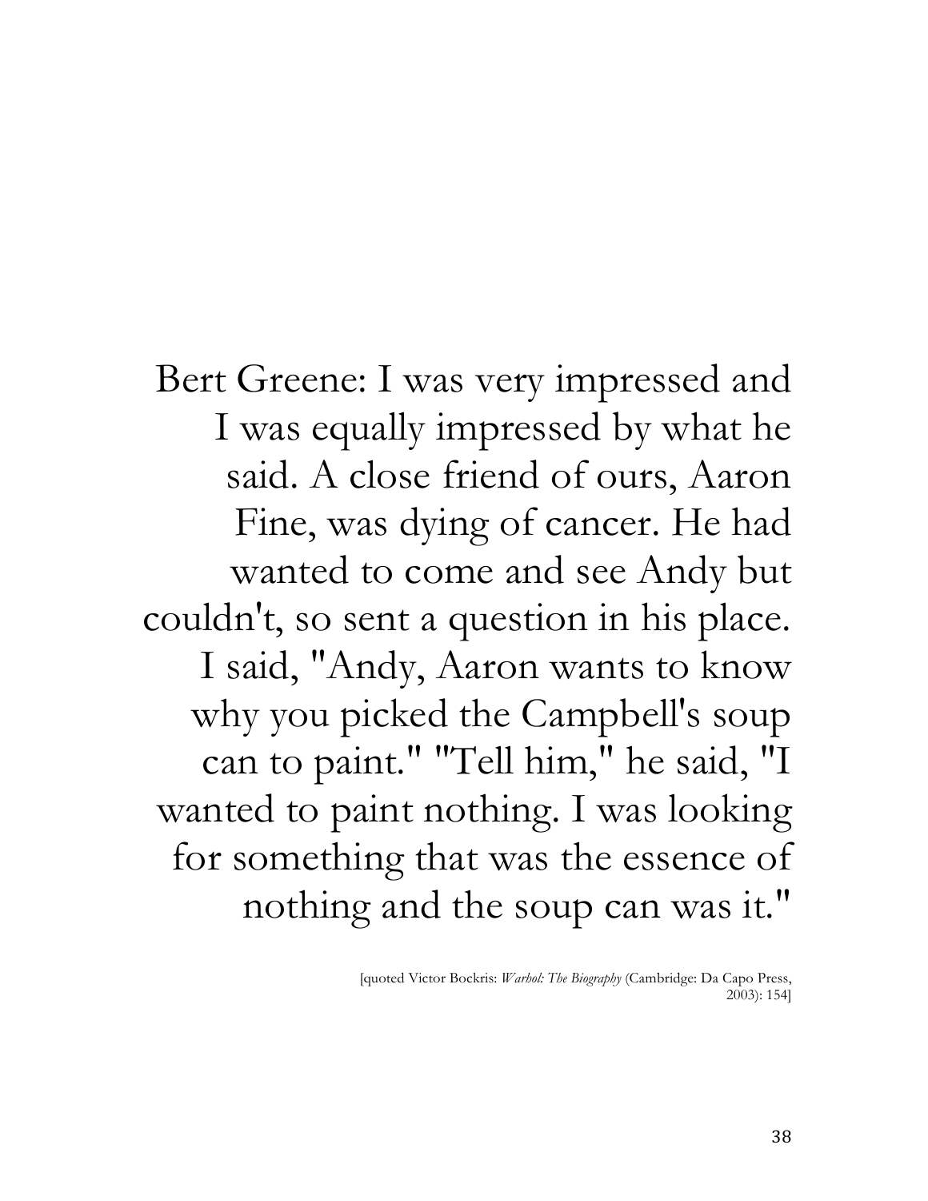Bert Greene: I was very impressed and I was equally impressed by what he said. A close friend of ours, Aaron Fine, was dying of cancer. He had wanted to come and see Andy but couldn't, so sent a question in his place. I said, "Andy, Aaron wants to know why you picked the Campbell's soup can to paint." "Tell him," he said, "I wanted to paint nothing. I was looking for something that was the essence of nothing and the soup can was it."

[quoted Victor Bockris: *Warhol: The Biography* (Cambridge: Da Capo Press, 2003): 154]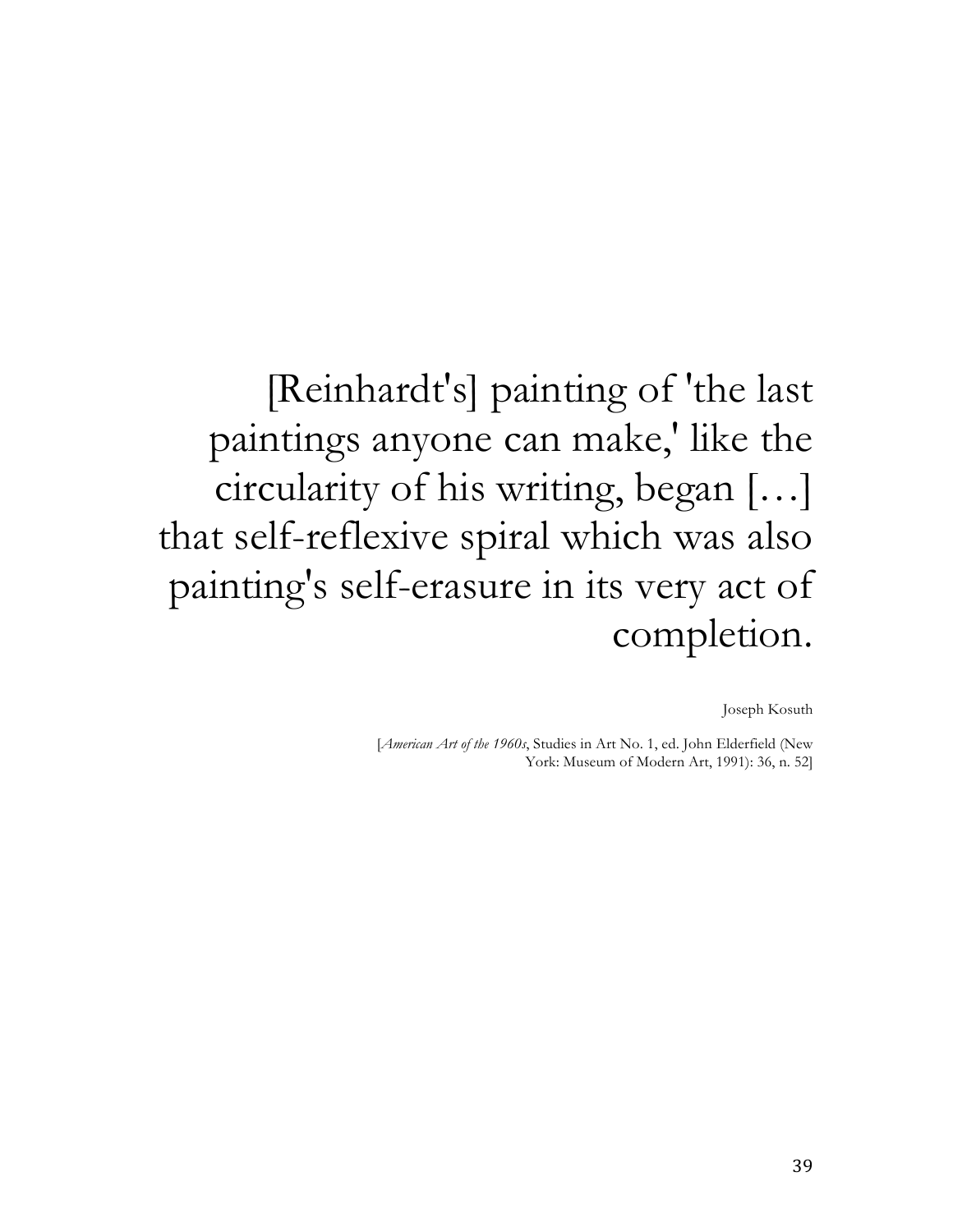[Reinhardt's] painting of 'the last paintings anyone can make,' like the circularity of his writing, began […] that self-reflexive spiral which was also painting's self-erasure in its very act of completion.

Joseph Kosuth

[*American Art of the 1960s*, Studies in Art No. 1, ed. John Elderfield (New York: Museum of Modern Art, 1991): 36, n. 52]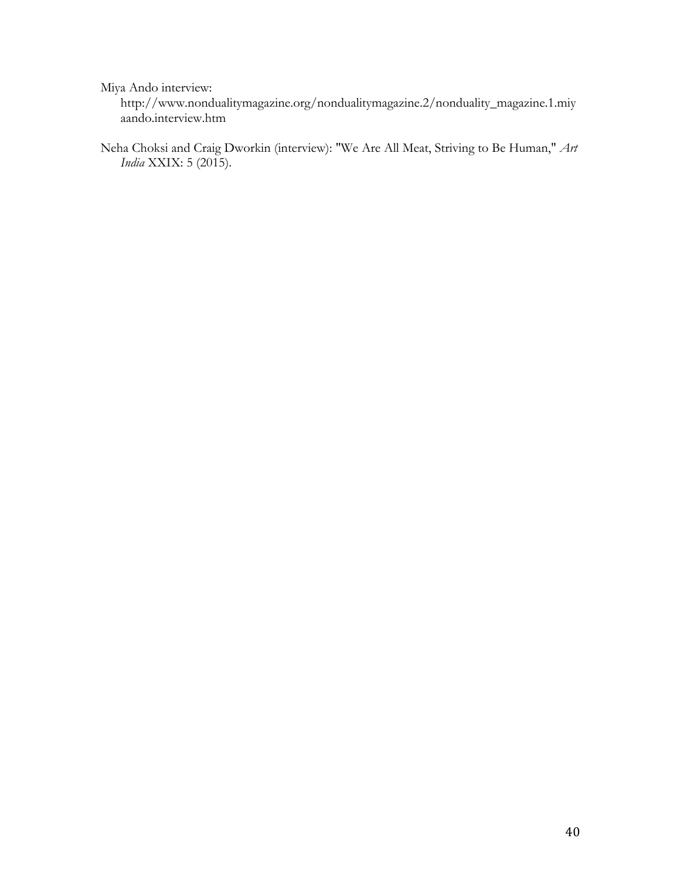Miya Ando interview: http://www.nondualitymagazine.org/nondualitymagazine.2/nonduality_magazine.1.miyaando.interview.htm

Neha Choksi and Craig Dworkin (interview): "We Are All Meat, Striving to Be Human," *Art India* XXIX: 5 (2015).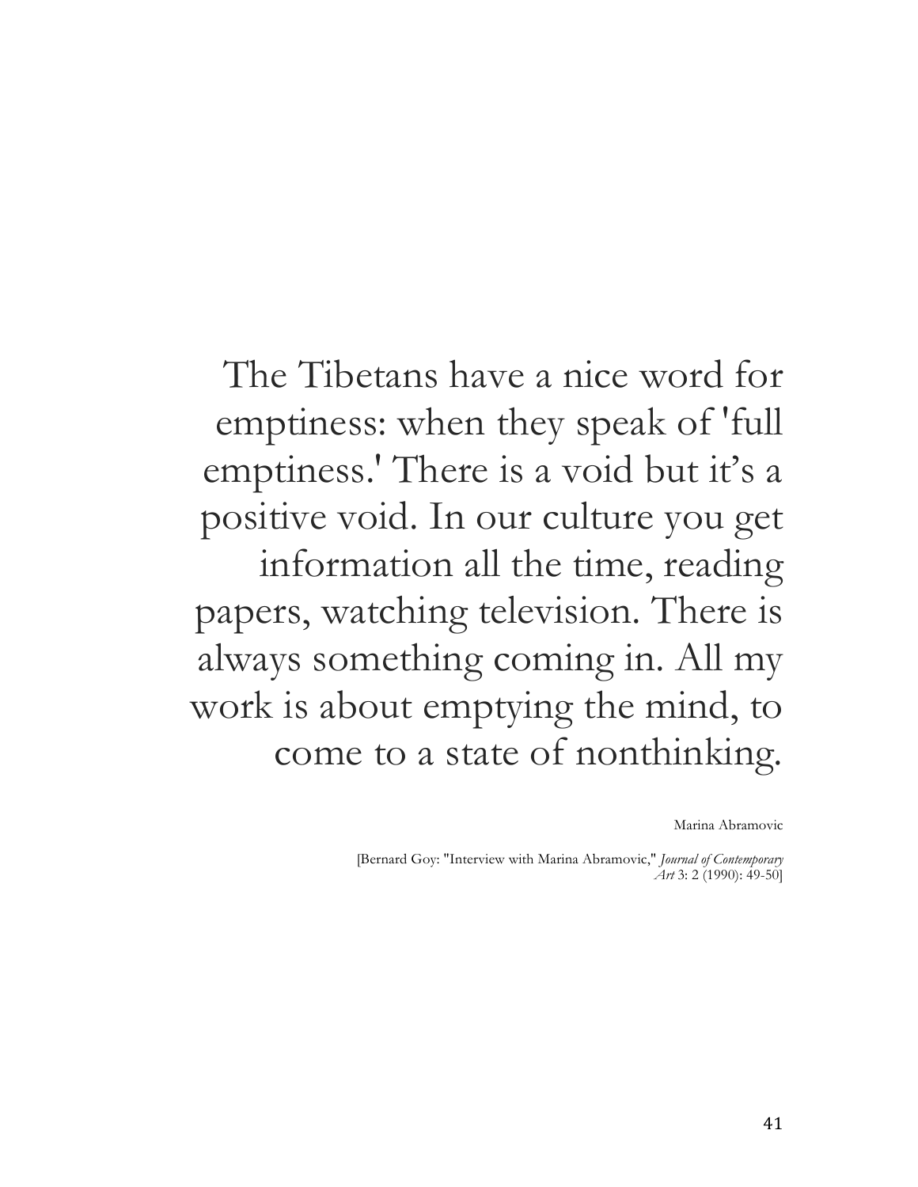The Tibetans have a nice word for emptiness: when they speak of 'full emptiness.' There is a void but it's a positive void. In our culture you get information all the time, reading papers, watching television. There is always something coming in. All my work is about emptying the mind, to come to a state of nonthinking.

Marina Abramovic

[Bernard Goy: "Interview with Marina Abramovic," *Journal of Contemporary Art* 3: 2 (1990): 49-50]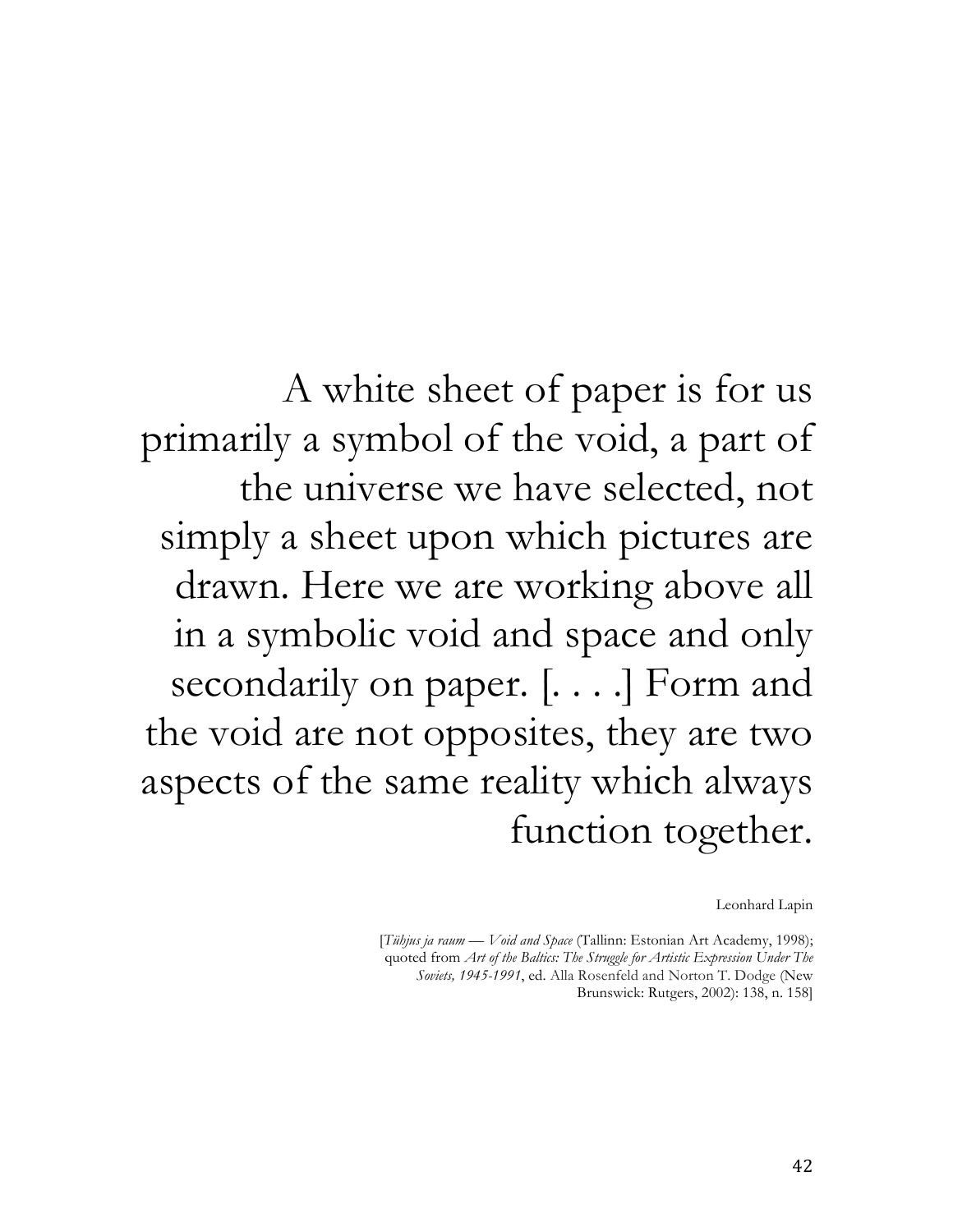A white sheet of paper is for us primarily a symbol of the void, a part of the universe we have selected, not simply a sheet upon which pictures are drawn. Here we are working above all in a symbolic void and space and only secondarily on paper. [. . . .] Form and the void are not opposites, they are two aspects of the same reality which always function together.

Leonhard Lapin

[*Tühjus ja raum — Void and Space* (Tallinn: Estonian Art Academy, 1998); quoted from *Art of the Baltics: The Struggle for Artistic Expression Under The Soviets, 1945-1991*, ed. Alla Rosenfeld and Norton T. Dodge (New Brunswick: Rutgers, 2002): 138, n. 158]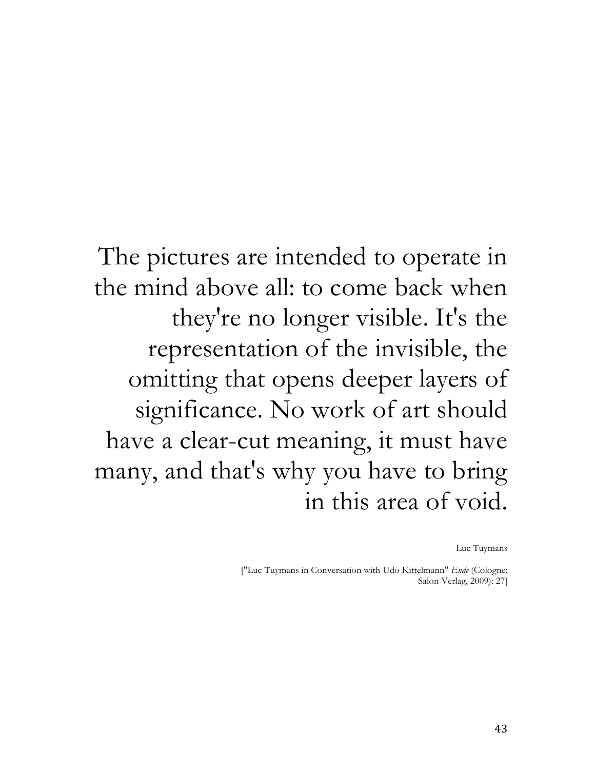The pictures are intended to operate in the mind above all: to come back when they're no longer visible. It's the representation of the invisible, the omitting that opens deeper layers of significance. No work of art should have a clear-cut meaning, it must have many, and that's why you have to bring in this area of void.

Luc Tuymans

["Luc Tuymans in Conversation with Udo Kittelmann" *Ende* (Cologne: Salon Verlag, 2009): 27]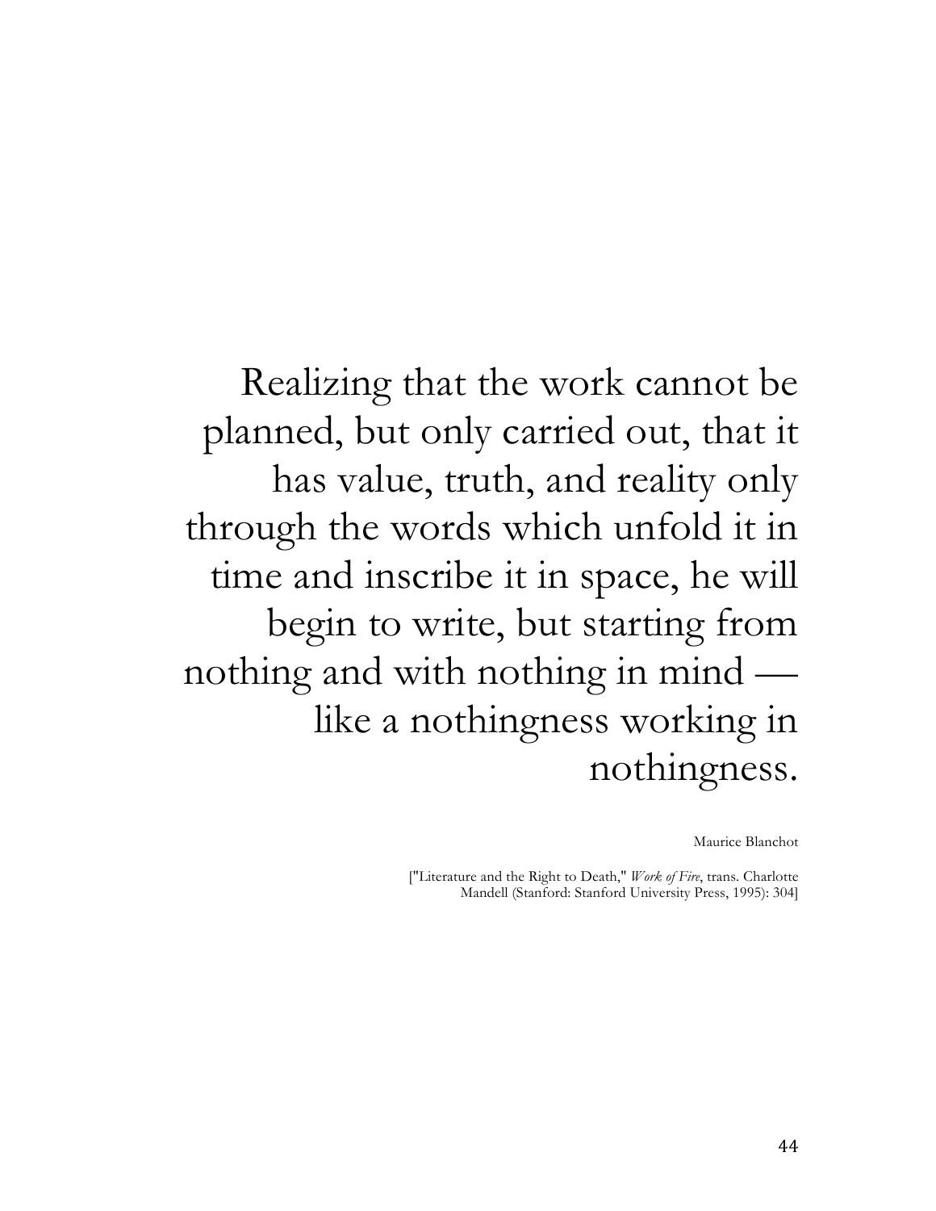Realizing that the work cannot be planned, but only carried out, that it has value, truth, and reality only through the words which unfold it in time and inscribe it in space, he will begin to write, but starting from nothing and with nothing in mind — like a nothingness working in nothingness.

Maurice Blanchot

["Literature and the Right to Death," *Work of Fire*, trans. Charlotte Mandell (Stanford: Stanford University Press, 1995): 304]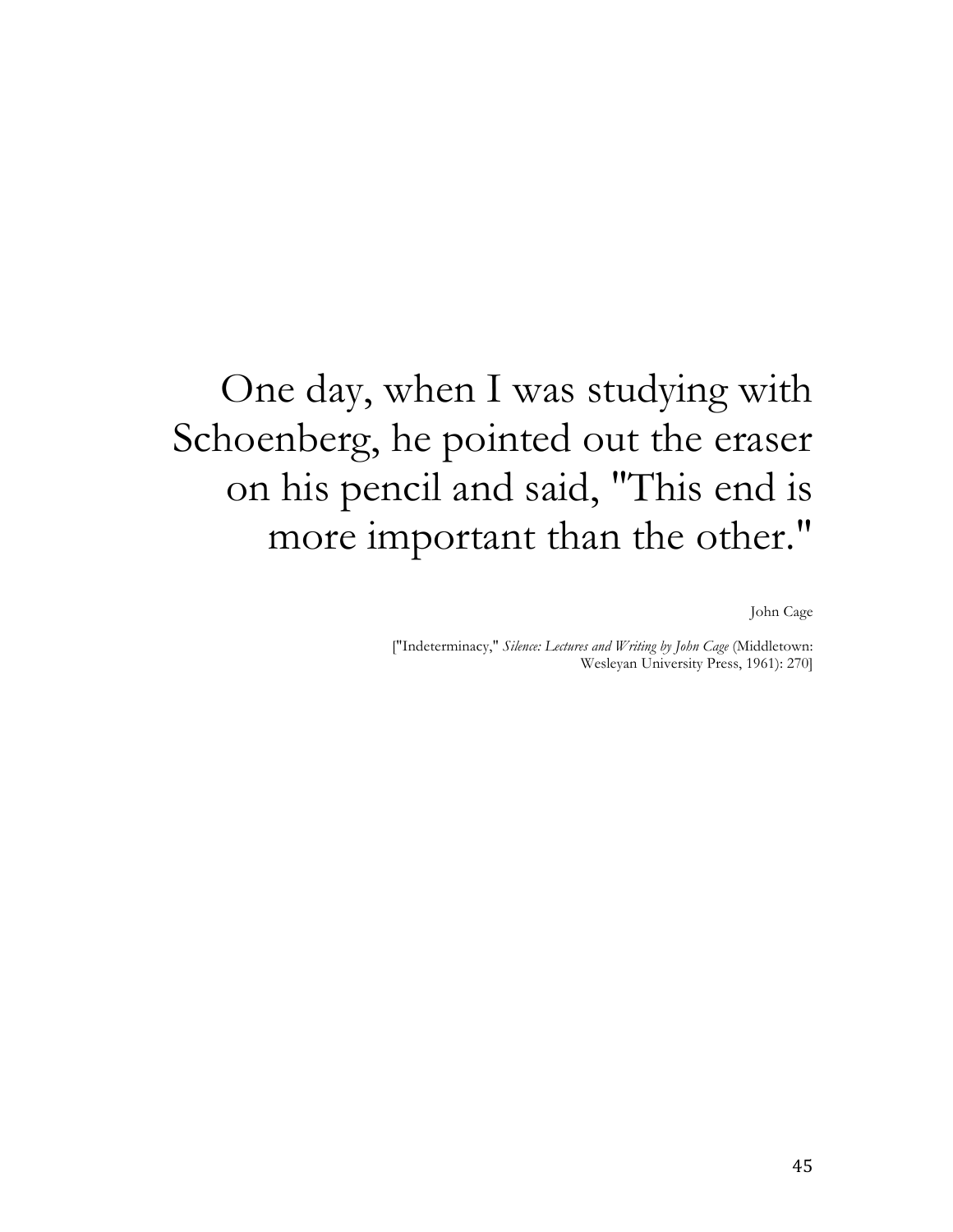One day, when I was studying with Schoenberg, he pointed out the eraser on his pencil and said, "This end is more important than the other."

John Cage

["Indeterminacy," *Silence: Lectures and Writing by John Cage* (Middletown: Wesleyan University Press, 1961): 270]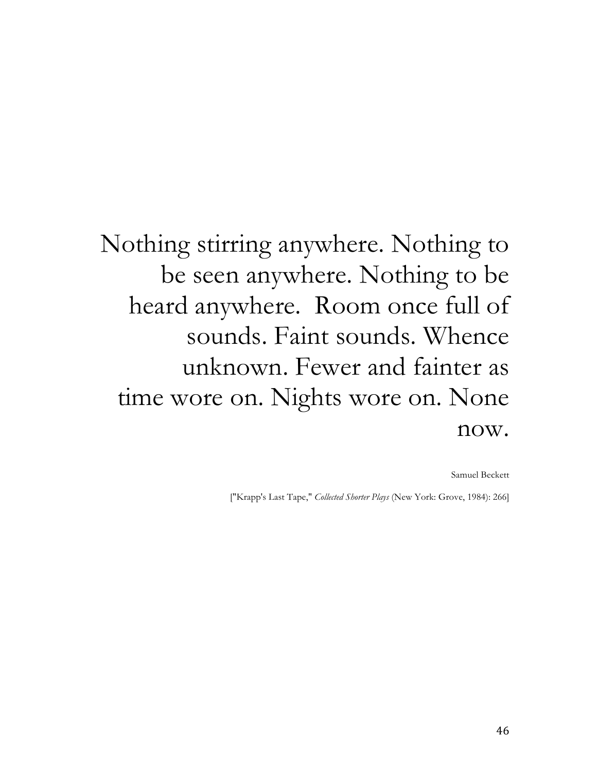Nothing stirring anywhere. Nothing to be seen anywhere. Nothing to be heard anywhere.  Room once full of sounds. Faint sounds. Whence unknown. Fewer and fainter as time wore on. Nights wore on. None now.

Samuel Beckett

["Krapp's Last Tape," *Collected Shorter Plays* (New York: Grove, 1984): 266]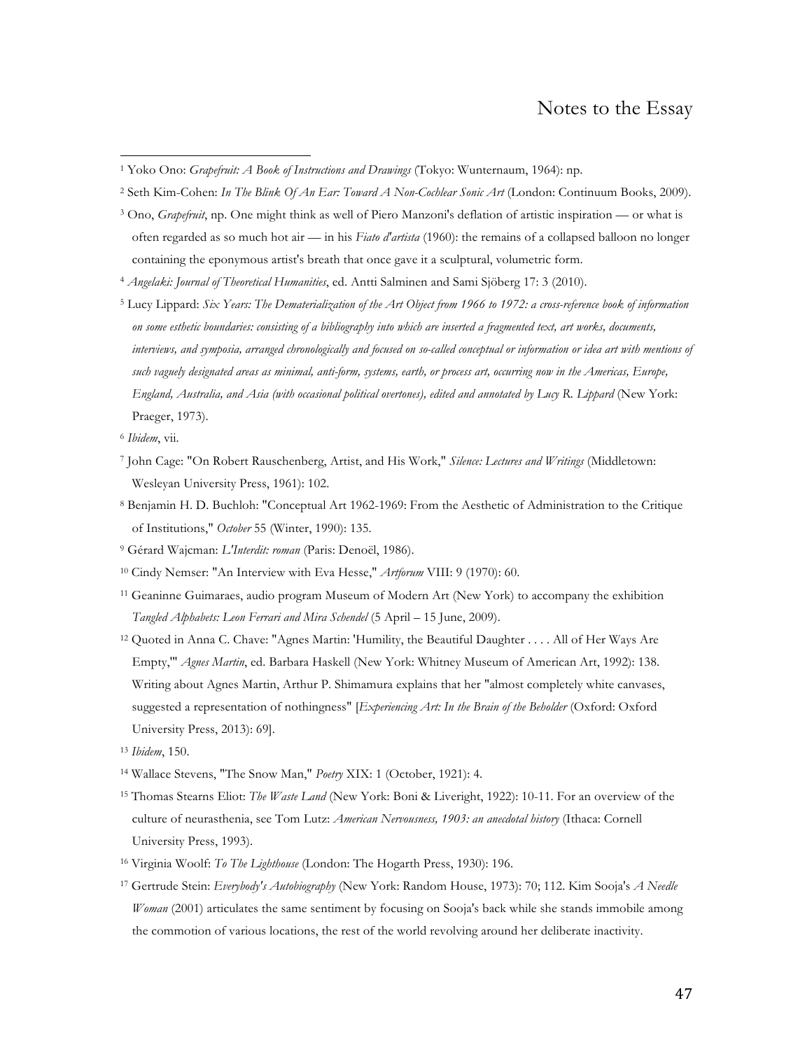# Notes to the Essay

[1] Yoko Ono: *Grapefruit: A Book of Instructions and Drawings* (Tokyo: Wunternaum, 1964): np.

[2] Seth Kim-Cohen: *In The Blink Of An Ear: Toward A Non-Cochlear Sonic Art* (London: Continuum Books, 2009).

[3] Ono, *Grapefruit*, np. One might think as well of Piero Manzoni's deflation of artistic inspiration — or what is often regarded as so much hot air — in his *Fiato d'artista* (1960): the remains of a collapsed balloon no longer containing the eponymous artist's breath that once gave it a sculptural, volumetric form.

[4] *Angelaki: Journal of Theoretical Humanities*, ed. Antti Salminen and Sami Sjöberg 17: 3 (2010).

[5] Lucy Lippard: *Six Years: The Dematerialization of the Art Object from 1966 to 1972: a cross-reference book of information on some esthetic boundaries: consisting of a bibliography into which are inserted a fragmented text, art works, documents, interviews, and symposia, arranged chronologically and focused on so-called conceptual or information or idea art with mentions of such vaguely designated areas as minimal, anti-form, systems, earth, or process art, occurring now in the Americas, Europe, England, Australia, and Asia (with occasional political overtones), edited and annotated by Lucy R. Lippard* (New York: Praeger, 1973).

[6] *Ibidem*, vii.

[7] John Cage: "On Robert Rauschenberg, Artist, and His Work," *Silence: Lectures and Writings* (Middletown: Wesleyan University Press, 1961): 102.

[8] Benjamin H. D. Buchloh: "Conceptual Art 1962-1969: From the Aesthetic of Administration to the Critique of Institutions," *October* 55 (Winter, 1990): 135.

[9] Gérard Wajcman: *L'Interdit: roman* (Paris: Denoël, 1986).

[10] Cindy Nemser: "An Interview with Eva Hesse," *Artforum* VIII: 9 (1970): 60.

[11] Geaninne Guimaraes, audio program Museum of Modern Art (New York) to accompany the exhibition *Tangled Alphabets: Leon Ferrari and Mira Schendel* (5 April – 15 June, 2009).

[12] Quoted in Anna C. Chave: "Agnes Martin: 'Humility, the Beautiful Daughter . . . . All of Her Ways Are Empty,'" *Agnes Martin*, ed. Barbara Haskell (New York: Whitney Museum of American Art, 1992): 138. Writing about Agnes Martin, Arthur P. Shimamura explains that her "almost completely white canvases, suggested a representation of nothingness" [*Experiencing Art: In the Brain of the Beholder* (Oxford: Oxford University Press, 2013): 69].

[13] *Ibidem*, 150.

[14] Wallace Stevens, "The Snow Man," *Poetry* XIX: 1 (October, 1921): 4.

[15] Thomas Stearns Eliot: *The Waste Land* (New York: Boni & Liveright, 1922): 10-11. For an overview of the culture of neurasthenia, see Tom Lutz: *American Nervousness, 1903: an anecdotal history* (Ithaca: Cornell University Press, 1993).

[16] Virginia Woolf: *To The Lighthouse* (London: The Hogarth Press, 1930): 196.

[17] Gertrude Stein: *Everybody's Autobiography* (New York: Random House, 1973): 70; 112. Kim Sooja's *A Needle Woman* (2001) articulates the same sentiment by focusing on Sooja's back while she stands immobile among the commotion of various locations, the rest of the world revolving around her deliberate inactivity.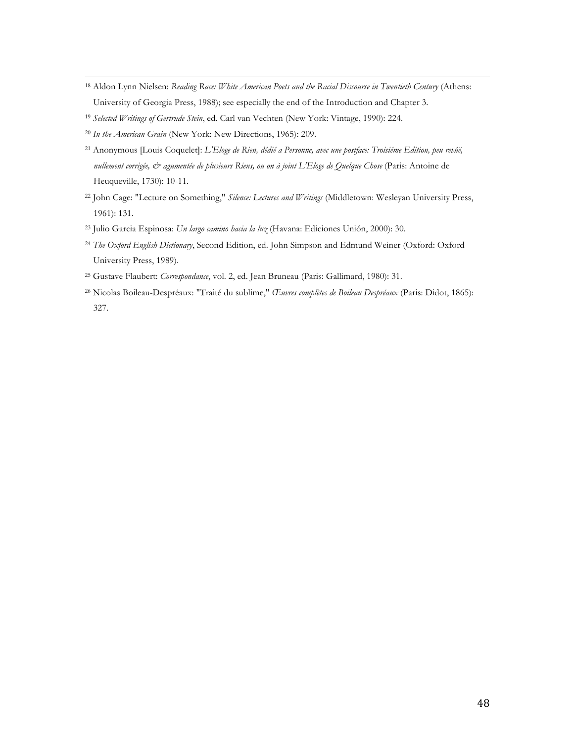[18] Aldon Lynn Nielsen: *Reading Race: White American Poets and the Racial Discourse in Twentieth Century* (Athens: University of Georgia Press, 1988); see especially the end of the Introduction and Chapter 3.

[19] *Selected Writings of Gertrude Stein*, ed. Carl van Vechten (New York: Vintage, 1990): 224.

[20] *In the American Grain* (New York: New Directions, 1965): 209.

[21] Anonymous [Louis Coquelet]: *L'Eloge de Rien, dédié a Personne, avec une postface: Troisiéme Edition, peu revûë, nullement corrigée, & agumentée de plusieurs Riens, ou on à joint L'Eloge de Quelque Chose* (Paris: Antoine de Heuqueville, 1730): 10-11.

[22] John Cage: "Lecture on Something," *Silence: Lectures and Writings* (Middletown: Wesleyan University Press, 1961): 131.

[23] Julio Garcia Espinosa: *Un largo camino hacia la luz* (Havana: Ediciones Unión, 2000): 30.

[24] *The Oxford English Dictionary*, Second Edition, ed. John Simpson and Edmund Weiner (Oxford: Oxford University Press, 1989).

[25] Gustave Flaubert: *Correspondance*, vol. 2, ed. Jean Bruneau (Paris: Gallimard, 1980): 31.

[26] Nicolas Boileau-Despréaux: "Traité du sublime," *Œuvres complètes de Boileau Despréaux* (Paris: Didot, 1865): 327.